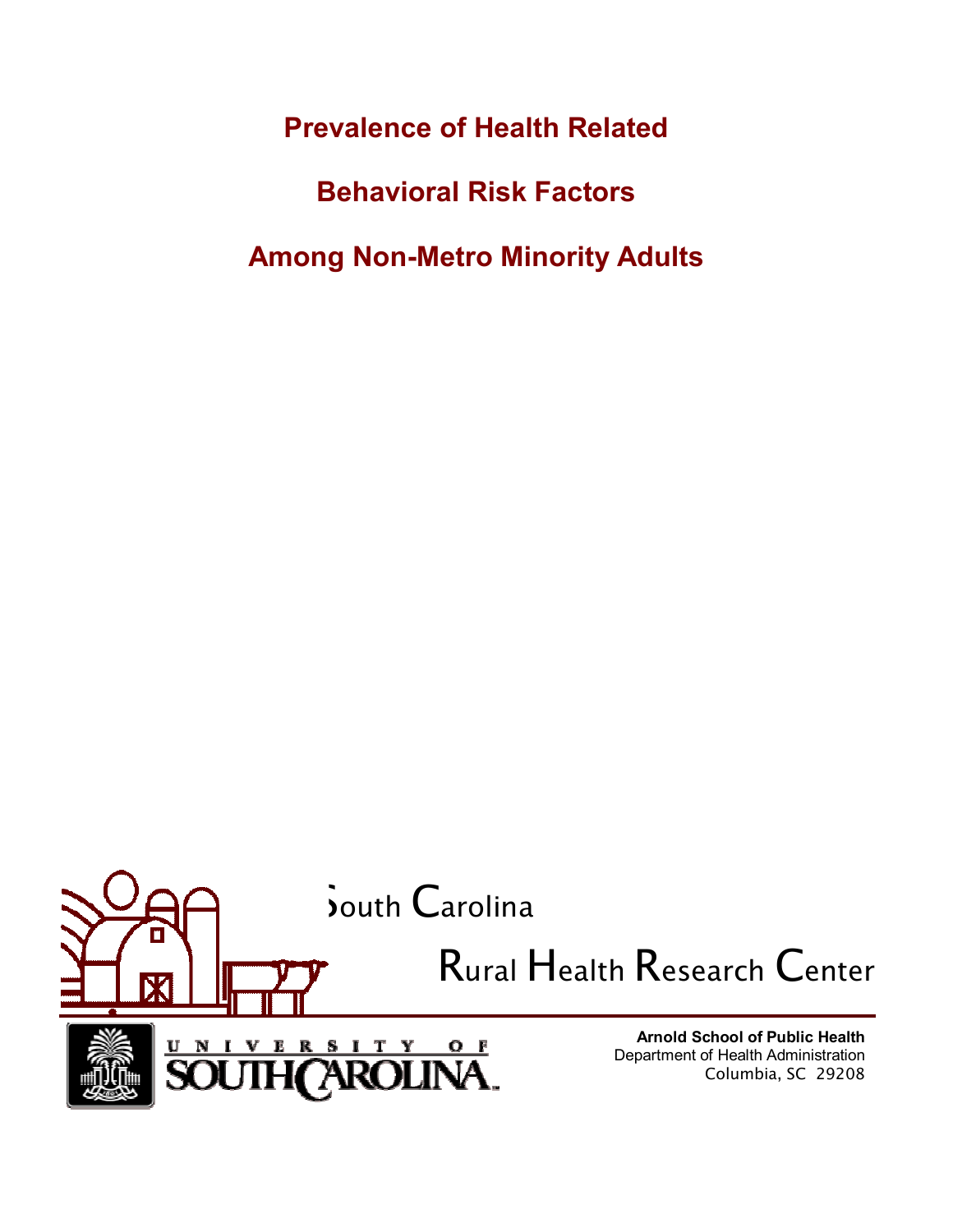# Prevalence of Health Related

# Behavioral Risk Factors

# Among Non-Metro Minority Adults

South Carolina

Rural Health Research Center

UNIVERSITY OF SOUTH CAROLINA

**Arnold School of Public Health**
Department of Health Administration
Columbia, SC 29208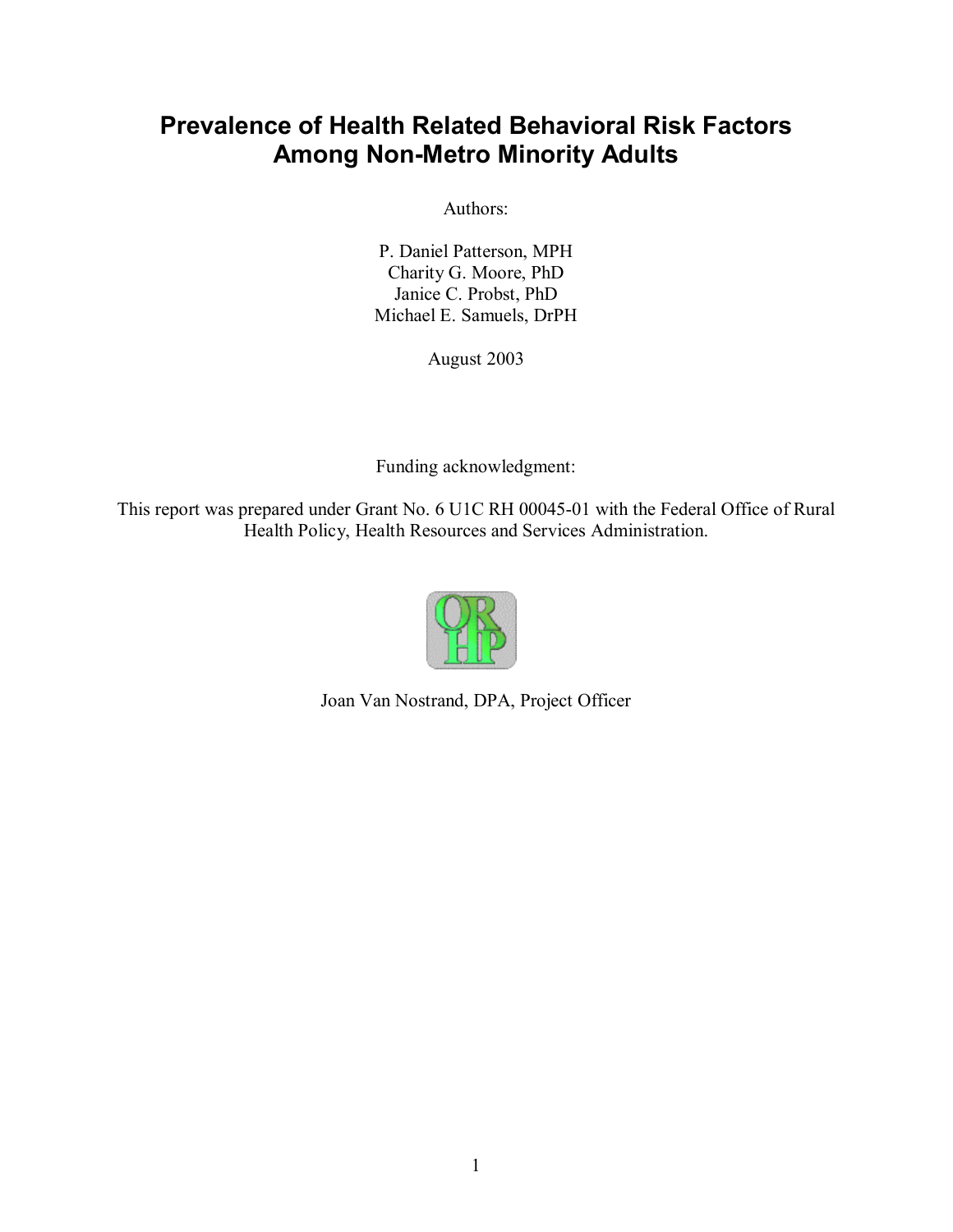# Prevalence of Health Related Behavioral Risk Factors Among Non-Metro Minority Adults

Authors:

P. Daniel Patterson, MPH
Charity G. Moore, PhD
Janice C. Probst, PhD
Michael E. Samuels, DrPH

August 2003

Funding acknowledgment:

This report was prepared under Grant No. 6 U1C RH 00045-01 with the Federal Office of Rural Health Policy, Health Resources and Services Administration.

Joan Van Nostrand, DPA, Project Officer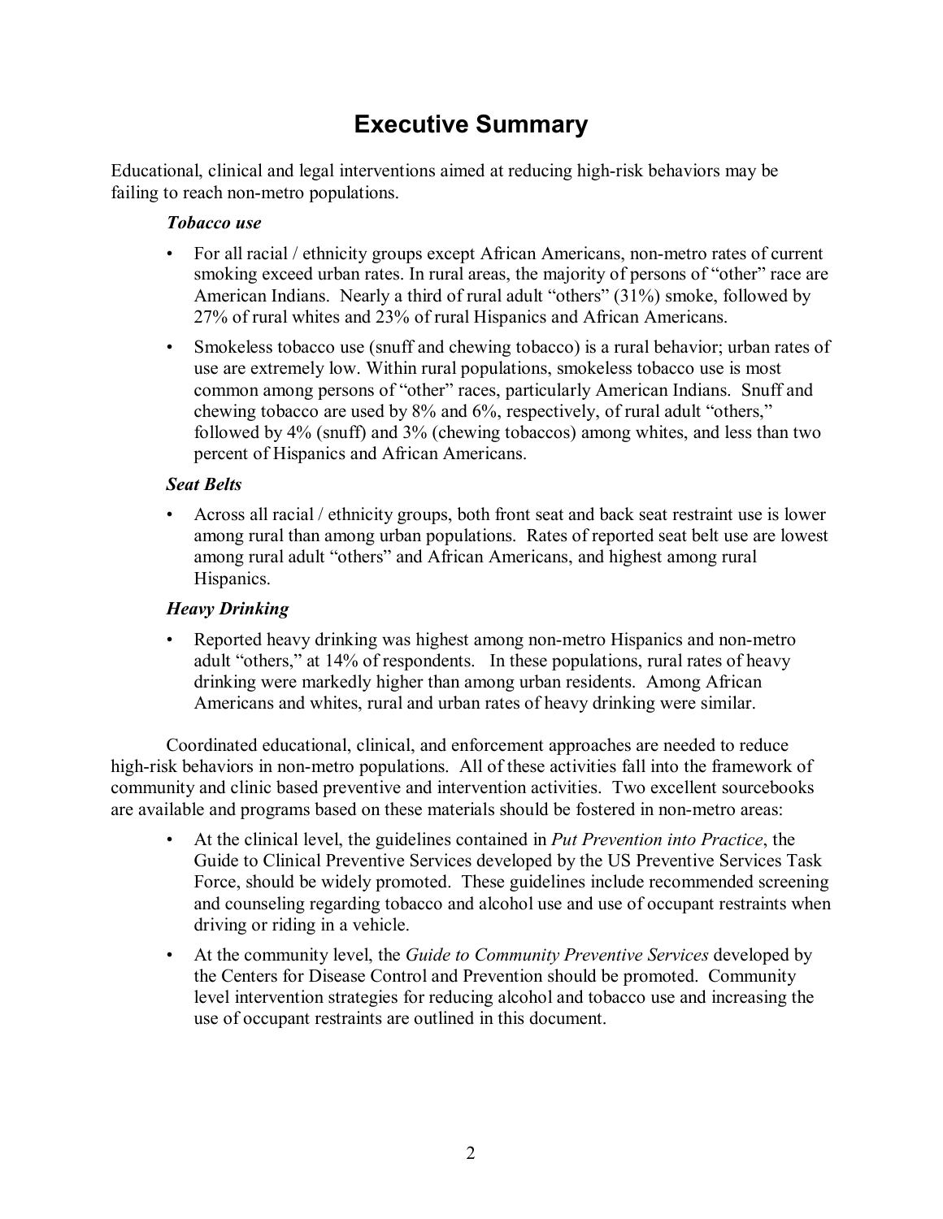# Executive Summary

Educational, clinical and legal interventions aimed at reducing high-risk behaviors may be failing to reach non-metro populations.

### *Tobacco use*

- For all racial / ethnicity groups except African Americans, non-metro rates of current smoking exceed urban rates. In rural areas, the majority of persons of "other" race are American Indians. Nearly a third of rural adult "others" (31%) smoke, followed by 27% of rural whites and 23% of rural Hispanics and African Americans.
- Smokeless tobacco use (snuff and chewing tobacco) is a rural behavior; urban rates of use are extremely low. Within rural populations, smokeless tobacco use is most common among persons of "other" races, particularly American Indians. Snuff and chewing tobacco are used by 8% and 6%, respectively, of rural adult "others," followed by 4% (snuff) and 3% (chewing tobaccos) among whites, and less than two percent of Hispanics and African Americans.

### *Seat Belts*

- Across all racial / ethnicity groups, both front seat and back seat restraint use is lower among rural than among urban populations. Rates of reported seat belt use are lowest among rural adult "others" and African Americans, and highest among rural Hispanics.

### *Heavy Drinking*

- Reported heavy drinking was highest among non-metro Hispanics and non-metro adult "others," at 14% of respondents. In these populations, rural rates of heavy drinking were markedly higher than among urban residents. Among African Americans and whites, rural and urban rates of heavy drinking were similar.

Coordinated educational, clinical, and enforcement approaches are needed to reduce high-risk behaviors in non-metro populations. All of these activities fall into the framework of community and clinic based preventive and intervention activities. Two excellent sourcebooks are available and programs based on these materials should be fostered in non-metro areas:

- At the clinical level, the guidelines contained in *Put Prevention into Practice*, the Guide to Clinical Preventive Services developed by the US Preventive Services Task Force, should be widely promoted. These guidelines include recommended screening and counseling regarding tobacco and alcohol use and use of occupant restraints when driving or riding in a vehicle.
- At the community level, the *Guide to Community Preventive Services* developed by the Centers for Disease Control and Prevention should be promoted. Community level intervention strategies for reducing alcohol and tobacco use and increasing the use of occupant restraints are outlined in this document.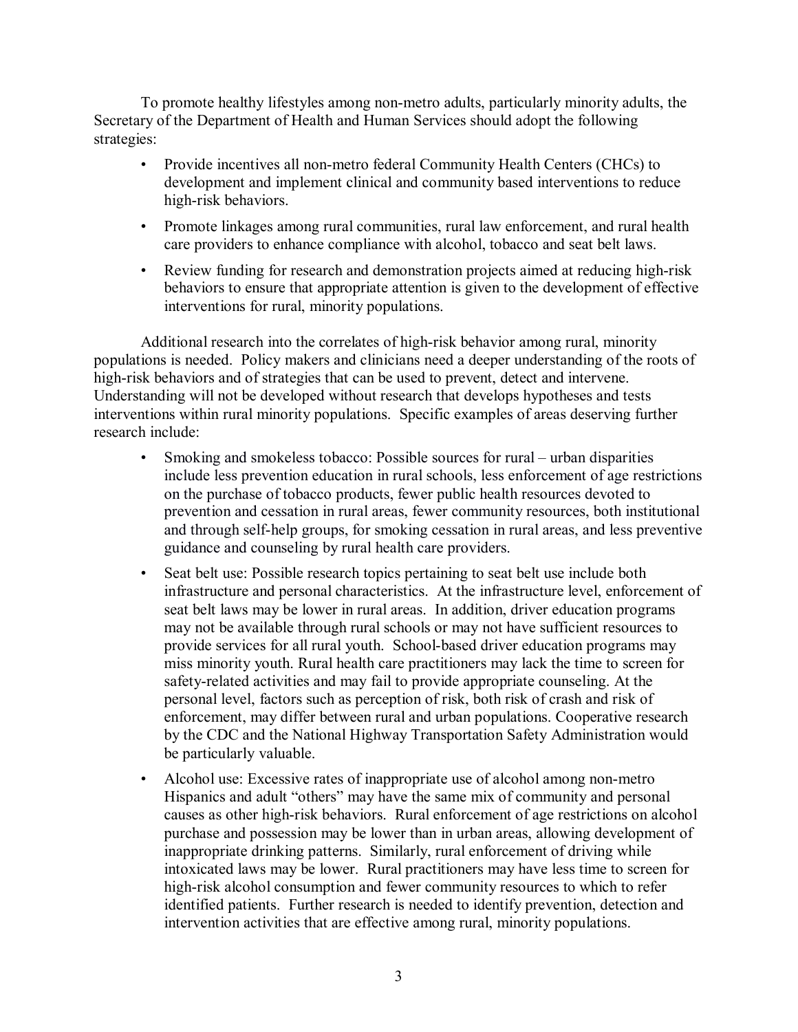To promote healthy lifestyles among non-metro adults, particularly minority adults, the Secretary of the Department of Health and Human Services should adopt the following strategies:

- Provide incentives all non-metro federal Community Health Centers (CHCs) to development and implement clinical and community based interventions to reduce high-risk behaviors.
- Promote linkages among rural communities, rural law enforcement, and rural health care providers to enhance compliance with alcohol, tobacco and seat belt laws.
- Review funding for research and demonstration projects aimed at reducing high-risk behaviors to ensure that appropriate attention is given to the development of effective interventions for rural, minority populations.

Additional research into the correlates of high-risk behavior among rural, minority populations is needed. Policy makers and clinicians need a deeper understanding of the roots of high-risk behaviors and of strategies that can be used to prevent, detect and intervene. Understanding will not be developed without research that develops hypotheses and tests interventions within rural minority populations. Specific examples of areas deserving further research include:

- Smoking and smokeless tobacco: Possible sources for rural – urban disparities include less prevention education in rural schools, less enforcement of age restrictions on the purchase of tobacco products, fewer public health resources devoted to prevention and cessation in rural areas, fewer community resources, both institutional and through self-help groups, for smoking cessation in rural areas, and less preventive guidance and counseling by rural health care providers.
- Seat belt use: Possible research topics pertaining to seat belt use include both infrastructure and personal characteristics. At the infrastructure level, enforcement of seat belt laws may be lower in rural areas. In addition, driver education programs may not be available through rural schools or may not have sufficient resources to provide services for all rural youth. School-based driver education programs may miss minority youth. Rural health care practitioners may lack the time to screen for safety-related activities and may fail to provide appropriate counseling. At the personal level, factors such as perception of risk, both risk of crash and risk of enforcement, may differ between rural and urban populations. Cooperative research by the CDC and the National Highway Transportation Safety Administration would be particularly valuable.
- Alcohol use: Excessive rates of inappropriate use of alcohol among non-metro Hispanics and adult "others" may have the same mix of community and personal causes as other high-risk behaviors. Rural enforcement of age restrictions on alcohol purchase and possession may be lower than in urban areas, allowing development of inappropriate drinking patterns. Similarly, rural enforcement of driving while intoxicated laws may be lower. Rural practitioners may have less time to screen for high-risk alcohol consumption and fewer community resources to which to refer identified patients. Further research is needed to identify prevention, detection and intervention activities that are effective among rural, minority populations.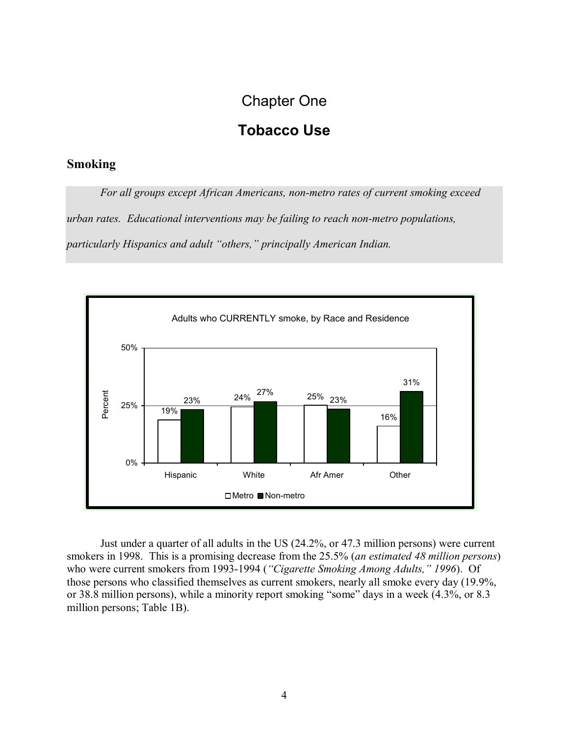# Chapter One

## Tobacco Use

### Smoking

*For all groups except African Americans, non-metro rates of current smoking exceed urban rates. Educational interventions may be failing to reach non-metro populations, particularly Hispanics and adult "others," principally American Indian.*

Adults who CURRENTLY smoke, by Race and Residence

50%
25%
0%
Percent

Hispanic: 19% 23%
White: 24% 27%
Afr Amer: 25% 23%
Other: 16% 31%

Metro  Non-metro

Just under a quarter of all adults in the US (24.2%, or 47.3 million persons) were current smokers in 1998. This is a promising decrease from the 25.5% (*an estimated 48 million persons*) who were current smokers from 1993-1994 (*"Cigarette Smoking Among Adults," 1996*). Of those persons who classified themselves as current smokers, nearly all smoke every day (19.9%, or 38.8 million persons), while a minority report smoking "some" days in a week (4.3%, or 8.3 million persons; Table 1B).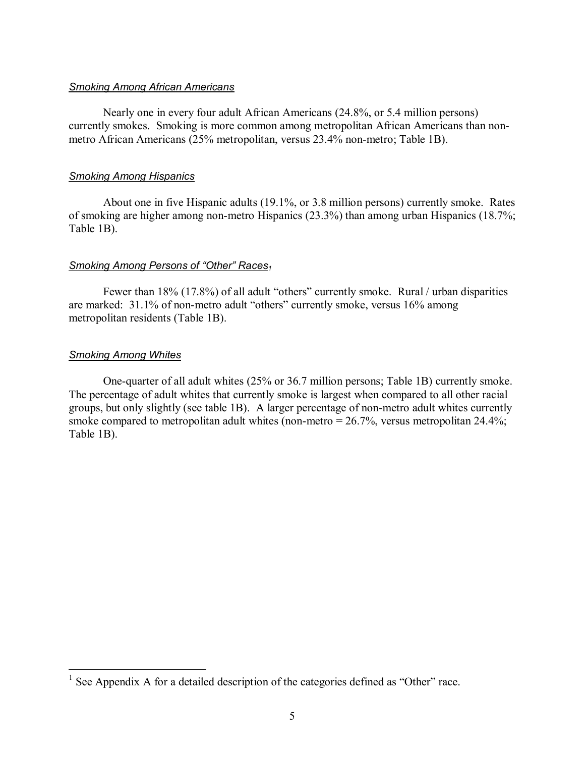*Smoking Among African Americans*

Nearly one in every four adult African Americans (24.8%, or 5.4 million persons) currently smokes. Smoking is more common among metropolitan African Americans than non-metro African Americans (25% metropolitan, versus 23.4% non-metro; Table 1B).

*Smoking Among Hispanics*

About one in five Hispanic adults (19.1%, or 3.8 million persons) currently smoke. Rates of smoking are higher among non-metro Hispanics (23.3%) than among urban Hispanics (18.7%; Table 1B).

*Smoking Among Persons of "Other" Races*[1]

Fewer than 18% (17.8%) of all adult "others" currently smoke. Rural / urban disparities are marked: 31.1% of non-metro adult "others" currently smoke, versus 16% among metropolitan residents (Table 1B).

*Smoking Among Whites*

One-quarter of all adult whites (25% or 36.7 million persons; Table 1B) currently smoke. The percentage of adult whites that currently smoke is largest when compared to all other racial groups, but only slightly (see table 1B). A larger percentage of non-metro adult whites currently smoke compared to metropolitan adult whites (non-metro = 26.7%, versus metropolitan 24.4%; Table 1B).

[1] See Appendix A for a detailed description of the categories defined as "Other" race.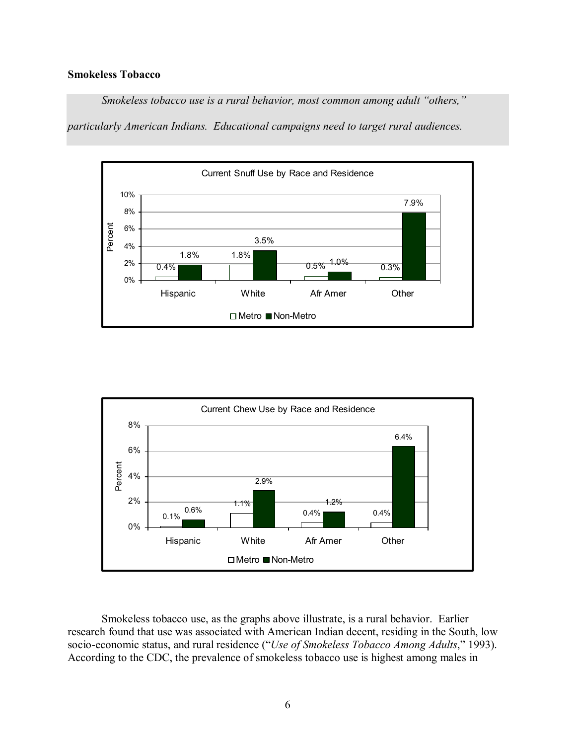**Smokeless Tobacco**

*Smokeless tobacco use is a rural behavior, most common among adult "others," particularly American Indians. Educational campaigns need to target rural audiences.*

Current Snuff Use by Race and Residence

Percent

10%
8%
6%
4%
2%
0%

Hispanic: 0.4% 1.8%
White: 1.8% 3.5%
Afr Amer: 0.5% 1.0%
Other: 0.3% 7.9%

Metro Non-Metro

Current Chew Use by Race and Residence

Percent

8%
6%
4%
2%
0%

Hispanic: 0.1% 0.6%
White: 1.1% 2.9%
Afr Amer: 0.4% 1.2%
Other: 0.4% 6.4%

Metro Non-Metro

Smokeless tobacco use, as the graphs above illustrate, is a rural behavior. Earlier research found that use was associated with American Indian decent, residing in the South, low socio-economic status, and rural residence ("*Use of Smokeless Tobacco Among Adults*," 1993). According to the CDC, the prevalence of smokeless tobacco use is highest among males in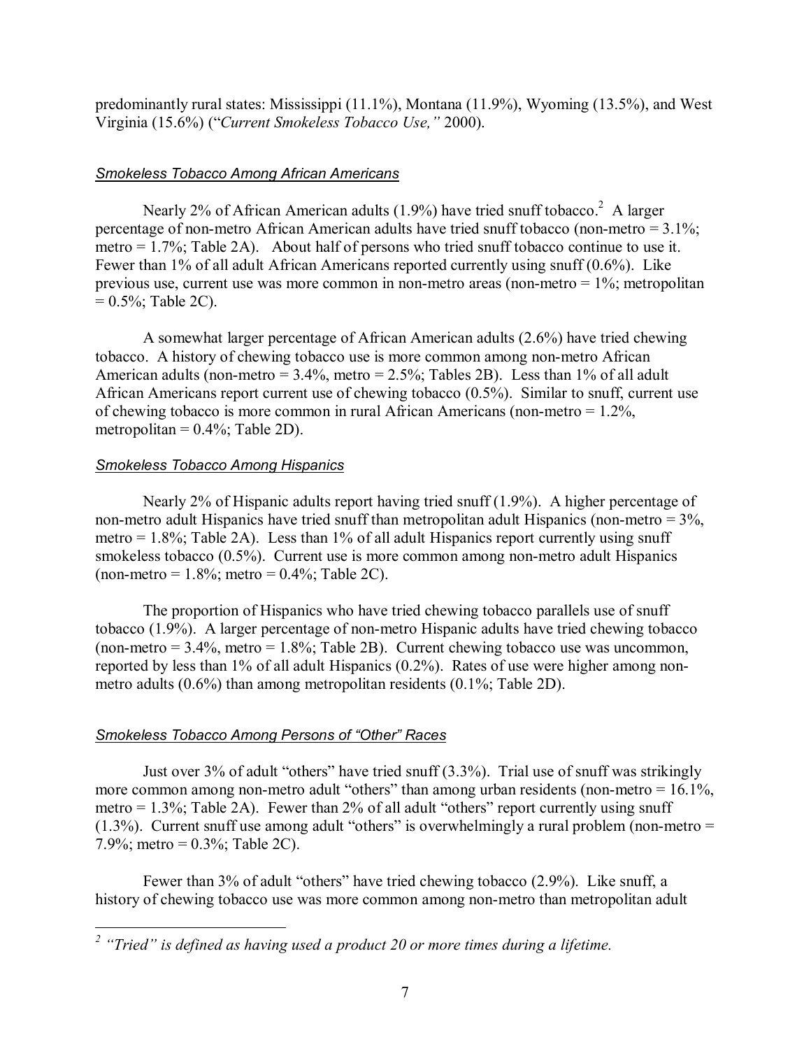predominantly rural states: Mississippi (11.1%), Montana (11.9%), Wyoming (13.5%), and West Virginia (15.6%) ("*Current Smokeless Tobacco Use,"* 2000).

### *Smokeless Tobacco Among African Americans*

Nearly 2% of African American adults (1.9%) have tried snuff tobacco.[2] A larger percentage of non-metro African American adults have tried snuff tobacco (non-metro = 3.1%; metro = 1.7%; Table 2A). About half of persons who tried snuff tobacco continue to use it. Fewer than 1% of all adult African Americans reported currently using snuff (0.6%). Like previous use, current use was more common in non-metro areas (non-metro = 1%; metropolitan = 0.5%; Table 2C).

A somewhat larger percentage of African American adults (2.6%) have tried chewing tobacco. A history of chewing tobacco use is more common among non-metro African American adults (non-metro = 3.4%, metro = 2.5%; Tables 2B). Less than 1% of all adult African Americans report current use of chewing tobacco (0.5%). Similar to snuff, current use of chewing tobacco is more common in rural African Americans (non-metro = 1.2%, metropolitan = 0.4%; Table 2D).

### *Smokeless Tobacco Among Hispanics*

Nearly 2% of Hispanic adults report having tried snuff (1.9%). A higher percentage of non-metro adult Hispanics have tried snuff than metropolitan adult Hispanics (non-metro = 3%, metro = 1.8%; Table 2A). Less than 1% of all adult Hispanics report currently using snuff smokeless tobacco (0.5%). Current use is more common among non-metro adult Hispanics (non-metro = 1.8%; metro = 0.4%; Table 2C).

The proportion of Hispanics who have tried chewing tobacco parallels use of snuff tobacco (1.9%). A larger percentage of non-metro Hispanic adults have tried chewing tobacco (non-metro = 3.4%, metro = 1.8%; Table 2B). Current chewing tobacco use was uncommon, reported by less than 1% of all adult Hispanics (0.2%). Rates of use were higher among non-metro adults (0.6%) than among metropolitan residents (0.1%; Table 2D).

### *Smokeless Tobacco Among Persons of "Other" Races*

Just over 3% of adult "others" have tried snuff (3.3%). Trial use of snuff was strikingly more common among non-metro adult "others" than among urban residents (non-metro = 16.1%, metro = 1.3%; Table 2A). Fewer than 2% of all adult "others" report currently using snuff (1.3%). Current snuff use among adult "others" is overwhelmingly a rural problem (non-metro = 7.9%; metro = 0.3%; Table 2C).

Fewer than 3% of adult "others" have tried chewing tobacco (2.9%). Like snuff, a history of chewing tobacco use was more common among non-metro than metropolitan adult

---

[2] *"Tried" is defined as having used a product 20 or more times during a lifetime.*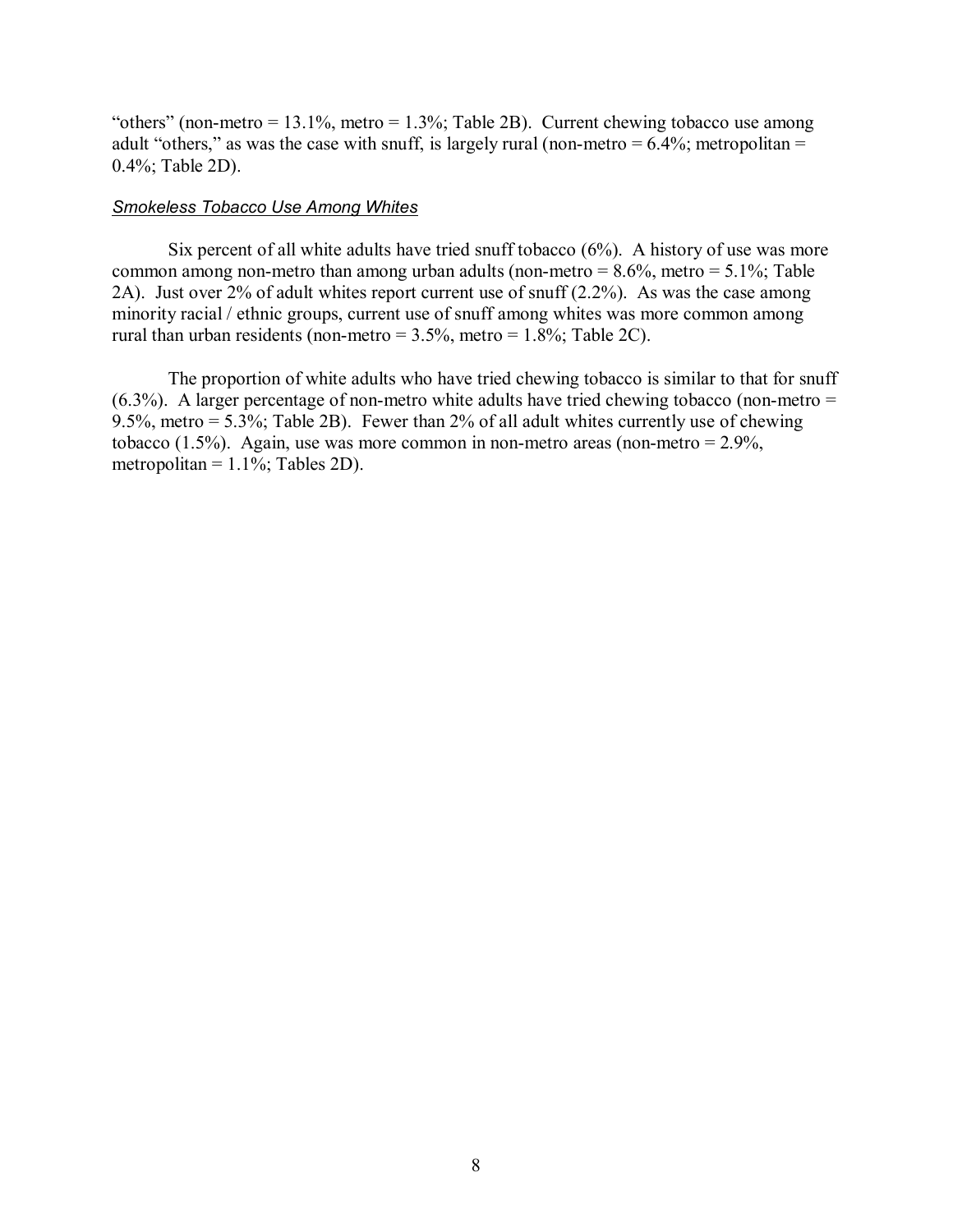"others" (non-metro = 13.1%, metro = 1.3%; Table 2B). Current chewing tobacco use among adult "others," as was the case with snuff, is largely rural (non-metro = 6.4%; metropolitan = 0.4%; Table 2D).

### *Smokeless Tobacco Use Among Whites*

Six percent of all white adults have tried snuff tobacco (6%). A history of use was more common among non-metro than among urban adults (non-metro = 8.6%, metro = 5.1%; Table 2A). Just over 2% of adult whites report current use of snuff (2.2%). As was the case among minority racial / ethnic groups, current use of snuff among whites was more common among rural than urban residents (non-metro = 3.5%, metro = 1.8%; Table 2C).

The proportion of white adults who have tried chewing tobacco is similar to that for snuff (6.3%). A larger percentage of non-metro white adults have tried chewing tobacco (non-metro = 9.5%, metro = 5.3%; Table 2B). Fewer than 2% of all adult whites currently use of chewing tobacco (1.5%). Again, use was more common in non-metro areas (non-metro = 2.9%, metropolitan = 1.1%; Tables 2D).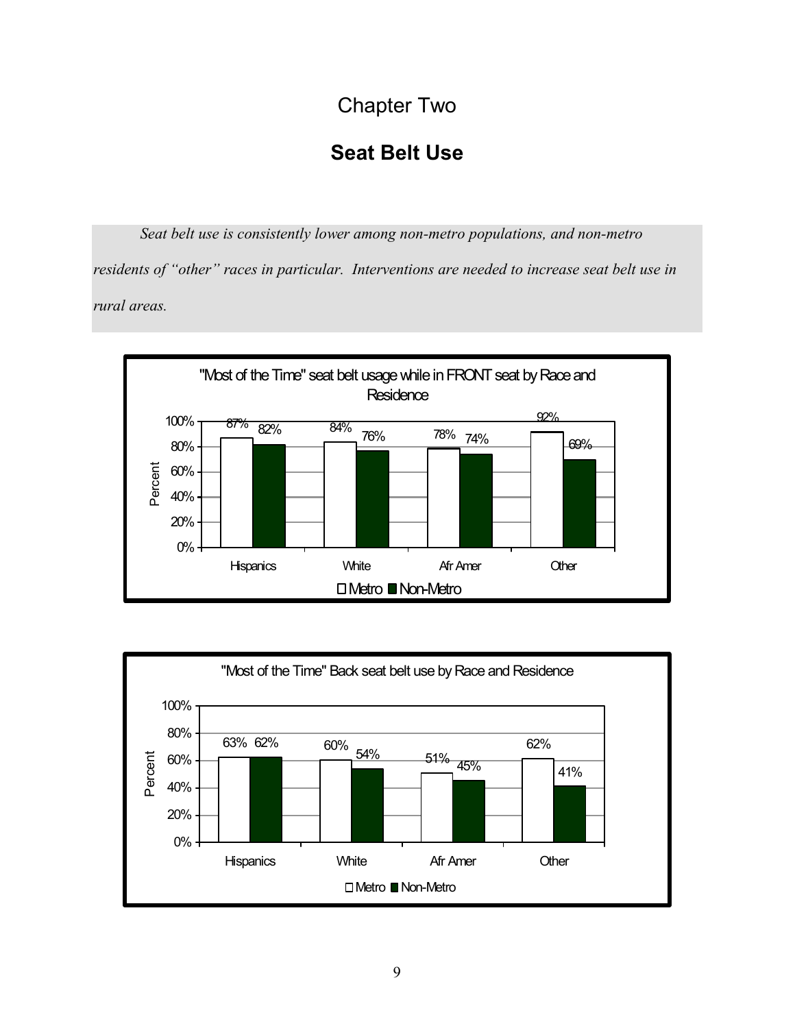# Chapter Two

## Seat Belt Use

*Seat belt use is consistently lower among non-metro populations, and non-metro residents of "other" races in particular. Interventions are needed to increase seat belt use in rural areas.*

"Most of the Time" seat belt usage while in FRONT seat by Race and Residence

Percent

100%
80%
60%
40%
20%
0%

87% 82%
84% 76%
78% 74%
92% 69%

Hispanics
White
Afr Amer
Other

□ Metro ■ Non-Metro

"Most of the Time" Back seat belt use by Race and Residence

Percent

100%
80%
60%
40%
20%
0%

63% 62%
60% 54%
51% 45%
62% 41%

Hispanics
White
Afr Amer
Other

□ Metro ■ Non-Metro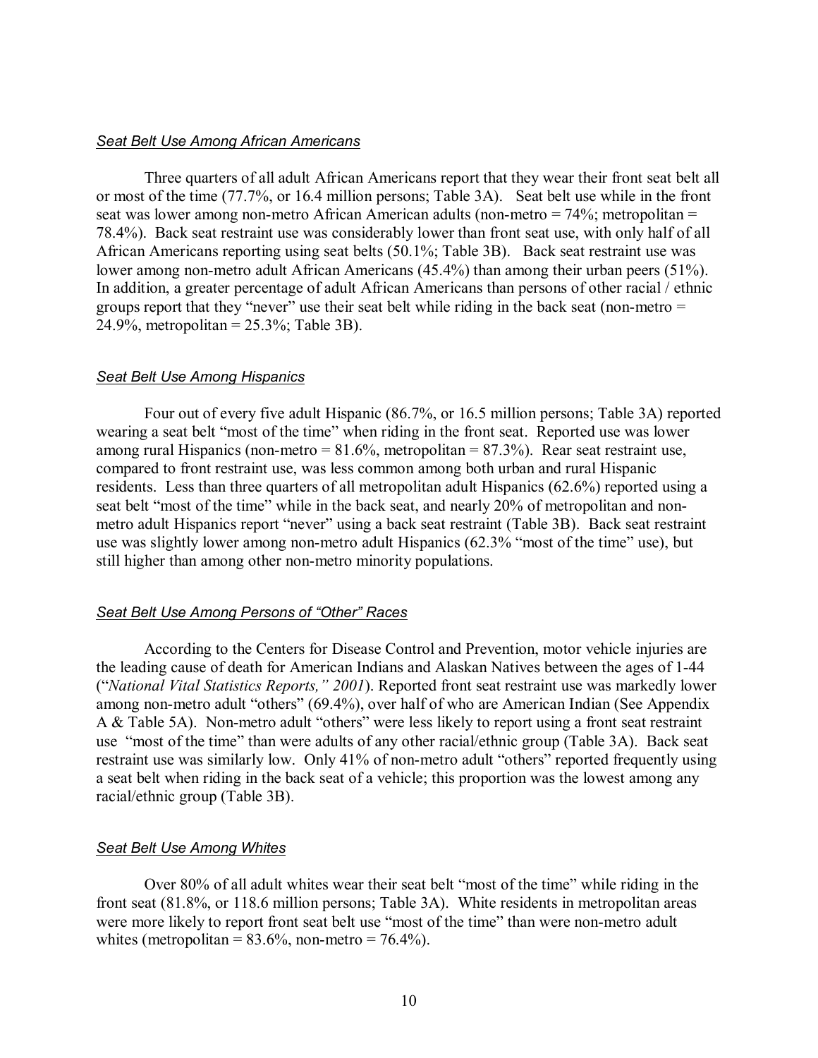*Seat Belt Use Among African Americans*

Three quarters of all adult African Americans report that they wear their front seat belt all or most of the time (77.7%, or 16.4 million persons; Table 3A). Seat belt use while in the front seat was lower among non-metro African American adults (non-metro = 74%; metropolitan = 78.4%). Back seat restraint use was considerably lower than front seat use, with only half of all African Americans reporting using seat belts (50.1%; Table 3B). Back seat restraint use was lower among non-metro adult African Americans (45.4%) than among their urban peers (51%). In addition, a greater percentage of adult African Americans than persons of other racial / ethnic groups report that they "never" use their seat belt while riding in the back seat (non-metro = 24.9%, metropolitan = 25.3%; Table 3B).

*Seat Belt Use Among Hispanics*

Four out of every five adult Hispanic (86.7%, or 16.5 million persons; Table 3A) reported wearing a seat belt "most of the time" when riding in the front seat. Reported use was lower among rural Hispanics (non-metro = 81.6%, metropolitan = 87.3%). Rear seat restraint use, compared to front restraint use, was less common among both urban and rural Hispanic residents. Less than three quarters of all metropolitan adult Hispanics (62.6%) reported using a seat belt "most of the time" while in the back seat, and nearly 20% of metropolitan and non-metro adult Hispanics report "never" using a back seat restraint (Table 3B). Back seat restraint use was slightly lower among non-metro adult Hispanics (62.3% "most of the time" use), but still higher than among other non-metro minority populations.

*Seat Belt Use Among Persons of "Other" Races*

According to the Centers for Disease Control and Prevention, motor vehicle injuries are the leading cause of death for American Indians and Alaskan Natives between the ages of 1-44 ("*National Vital Statistics Reports," 2001*). Reported front seat restraint use was markedly lower among non-metro adult "others" (69.4%), over half of who are American Indian (See Appendix A & Table 5A). Non-metro adult "others" were less likely to report using a front seat restraint use "most of the time" than were adults of any other racial/ethnic group (Table 3A). Back seat restraint use was similarly low. Only 41% of non-metro adult "others" reported frequently using a seat belt when riding in the back seat of a vehicle; this proportion was the lowest among any racial/ethnic group (Table 3B).

*Seat Belt Use Among Whites*

Over 80% of all adult whites wear their seat belt "most of the time" while riding in the front seat (81.8%, or 118.6 million persons; Table 3A). White residents in metropolitan areas were more likely to report front seat belt use "most of the time" than were non-metro adult whites (metropolitan = 83.6%, non-metro = 76.4%).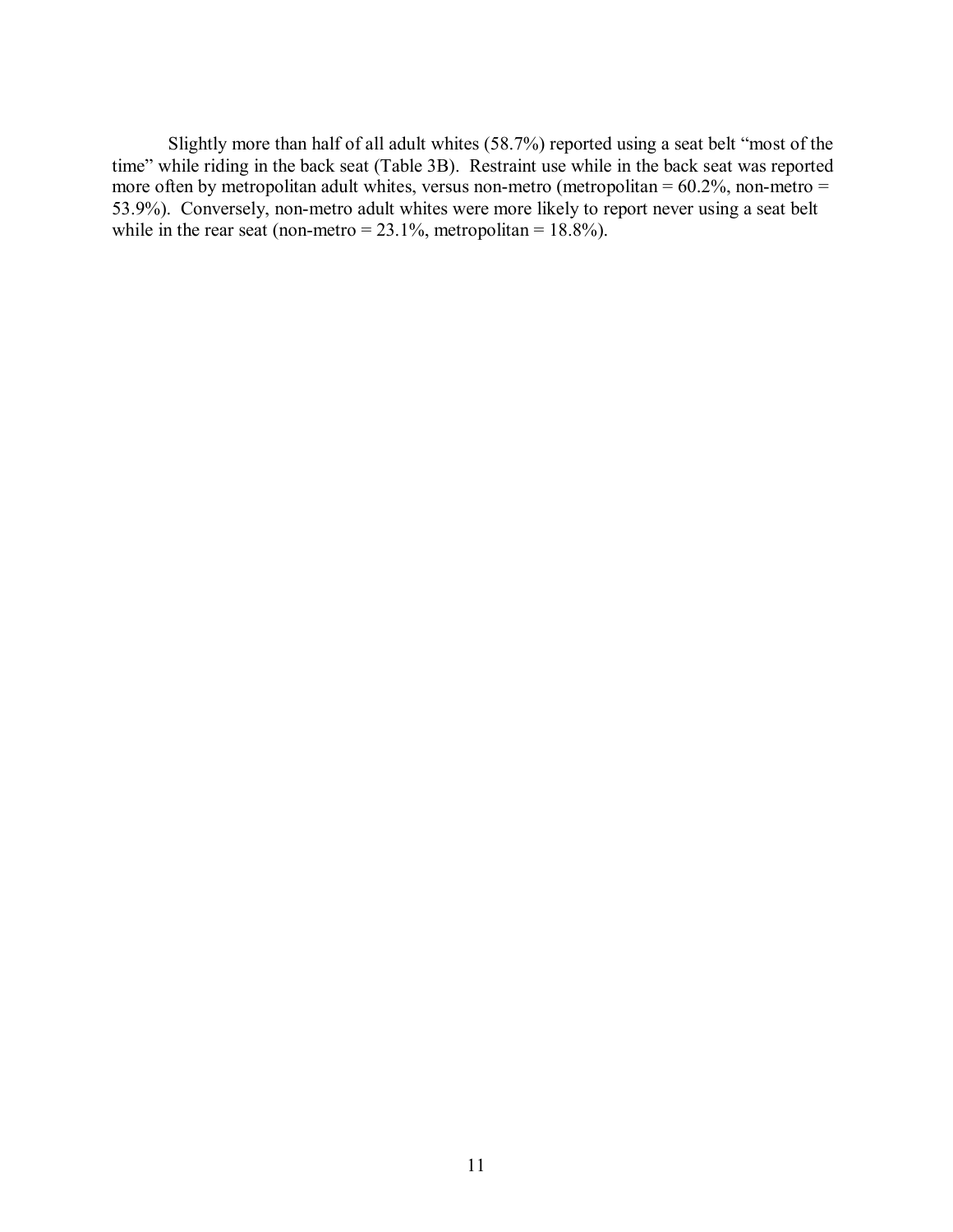Slightly more than half of all adult whites (58.7%) reported using a seat belt "most of the time" while riding in the back seat (Table 3B). Restraint use while in the back seat was reported more often by metropolitan adult whites, versus non-metro (metropolitan = 60.2%, non-metro = 53.9%). Conversely, non-metro adult whites were more likely to report never using a seat belt while in the rear seat (non-metro = 23.1%, metropolitan = 18.8%).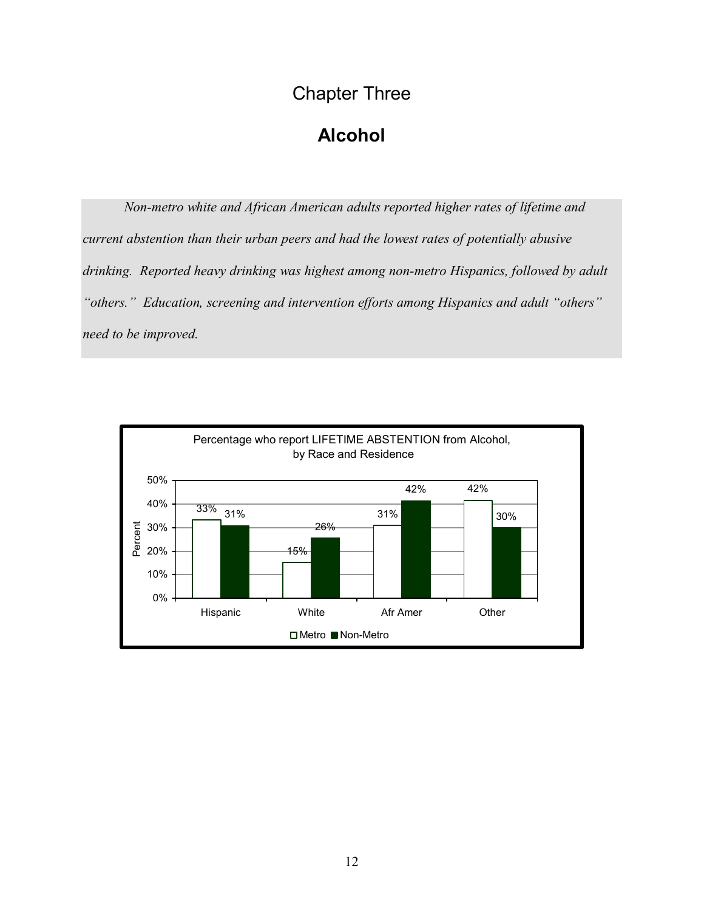# Chapter Three

## Alcohol

*Non-metro white and African American adults reported higher rates of lifetime and current abstention than their urban peers and had the lowest rates of potentially abusive drinking. Reported heavy drinking was highest among non-metro Hispanics, followed by adult "others." Education, screening and intervention efforts among Hispanics and adult "others" need to be improved.*

Percentage who report LIFETIME ABSTENTION from Alcohol, by Race and Residence

Percent

50%
40%
30%
20%
10%
0%

Hispanic: 33% 31%
White: 15% 26%
Afr Amer: 31% 42%
Other: 42% 30%

Metro Non-Metro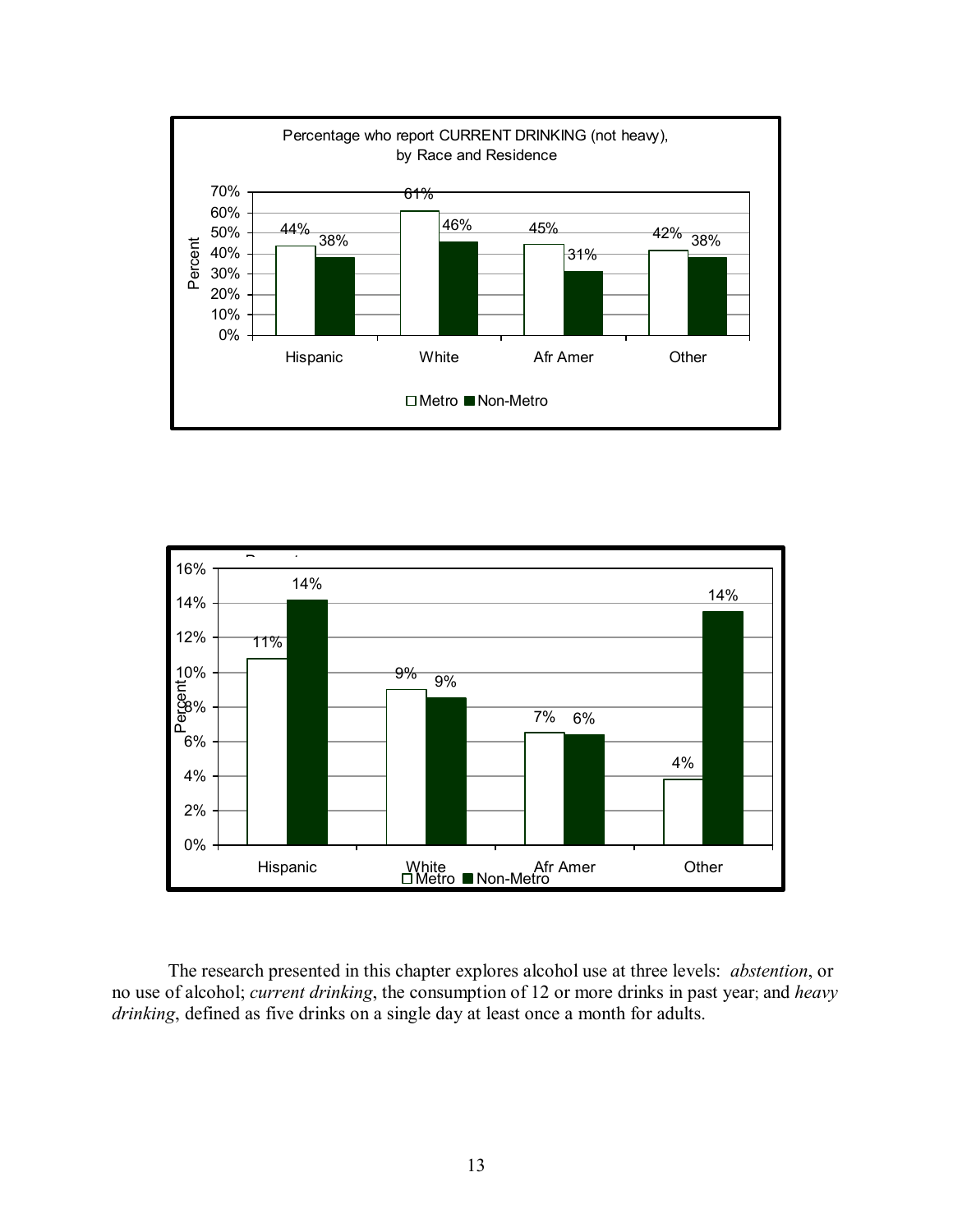Percentage who report CURRENT DRINKING (not heavy), by Race and Residence

70%
60%
50%
40%
30%
20%
10%
0%

Percent

44% 38%
61% 46%
45% 31%
42% 38%

Hispanic White Afr Amer Other

□ Metro ■ Non-Metro

16%
14%
12%
10%
8%
6%
4%
2%
0%

Percent

11% 14%
9% 9%
7% 6%
4% 14%

Hispanic White Afr Amer Other

□ Metro ■ Non-Metro

The research presented in this chapter explores alcohol use at three levels: *abstention*, or no use of alcohol; *current drinking*, the consumption of 12 or more drinks in past year; and *heavy drinking*, defined as five drinks on a single day at least once a month for adults.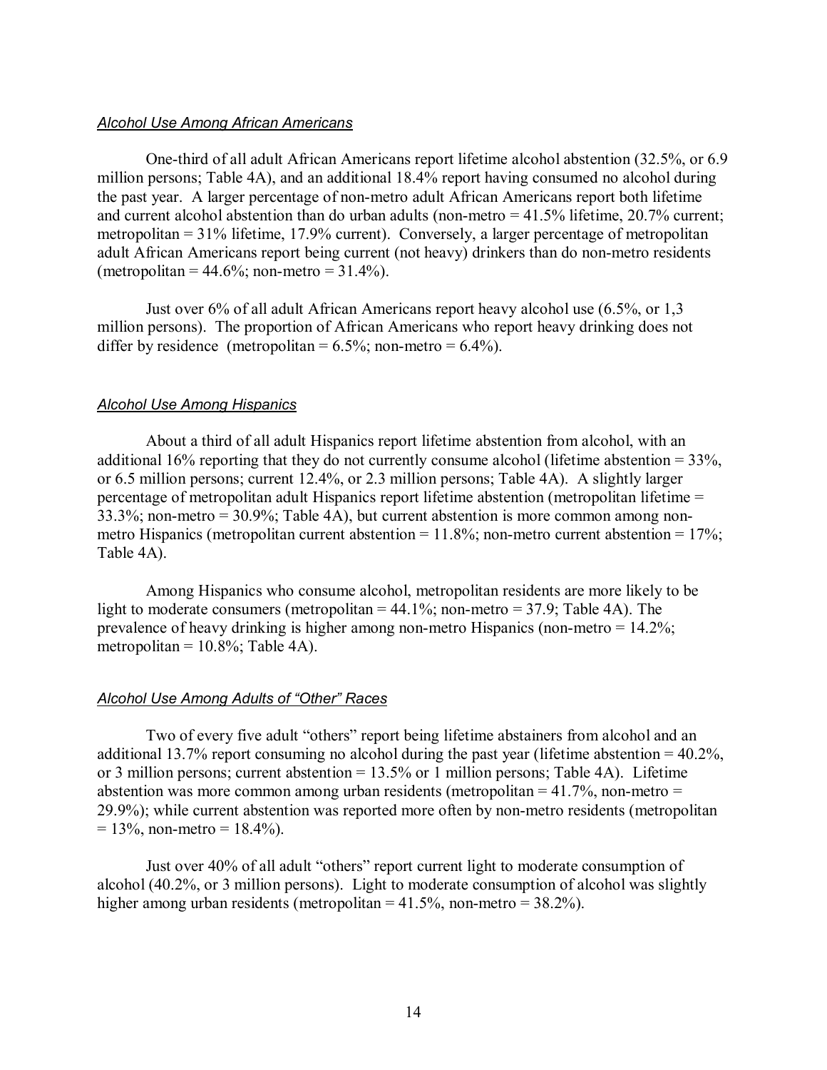*Alcohol Use Among African Americans*

One-third of all adult African Americans report lifetime alcohol abstention (32.5%, or 6.9 million persons; Table 4A), and an additional 18.4% report having consumed no alcohol during the past year. A larger percentage of non-metro adult African Americans report both lifetime and current alcohol abstention than do urban adults (non-metro = 41.5% lifetime, 20.7% current; metropolitan = 31% lifetime, 17.9% current). Conversely, a larger percentage of metropolitan adult African Americans report being current (not heavy) drinkers than do non-metro residents (metropolitan = 44.6%; non-metro = 31.4%).

Just over 6% of all adult African Americans report heavy alcohol use (6.5%, or 1,3 million persons). The proportion of African Americans who report heavy drinking does not differ by residence (metropolitan = 6.5%; non-metro = 6.4%).

*Alcohol Use Among Hispanics*

About a third of all adult Hispanics report lifetime abstention from alcohol, with an additional 16% reporting that they do not currently consume alcohol (lifetime abstention = 33%, or 6.5 million persons; current 12.4%, or 2.3 million persons; Table 4A). A slightly larger percentage of metropolitan adult Hispanics report lifetime abstention (metropolitan lifetime = 33.3%; non-metro = 30.9%; Table 4A), but current abstention is more common among non-metro Hispanics (metropolitan current abstention = 11.8%; non-metro current abstention = 17%; Table 4A).

Among Hispanics who consume alcohol, metropolitan residents are more likely to be light to moderate consumers (metropolitan = 44.1%; non-metro = 37.9; Table 4A). The prevalence of heavy drinking is higher among non-metro Hispanics (non-metro = 14.2%; metropolitan = 10.8%; Table 4A).

*Alcohol Use Among Adults of "Other" Races*

Two of every five adult "others" report being lifetime abstainers from alcohol and an additional 13.7% report consuming no alcohol during the past year (lifetime abstention = 40.2%, or 3 million persons; current abstention = 13.5% or 1 million persons; Table 4A). Lifetime abstention was more common among urban residents (metropolitan = 41.7%, non-metro = 29.9%); while current abstention was reported more often by non-metro residents (metropolitan = 13%, non-metro = 18.4%).

Just over 40% of all adult "others" report current light to moderate consumption of alcohol (40.2%, or 3 million persons). Light to moderate consumption of alcohol was slightly higher among urban residents (metropolitan = 41.5%, non-metro = 38.2%).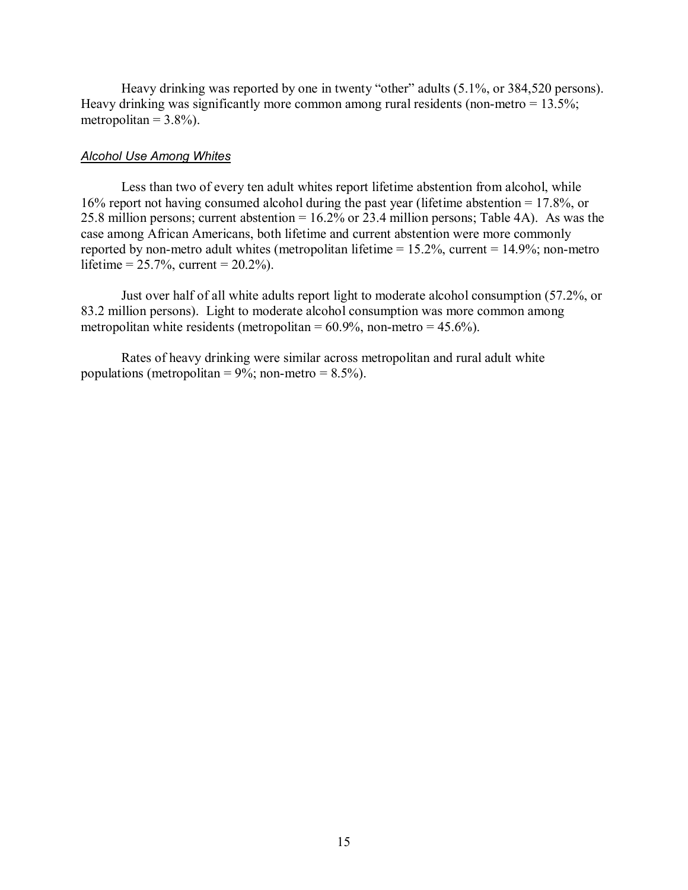Heavy drinking was reported by one in twenty "other" adults (5.1%, or 384,520 persons). Heavy drinking was significantly more common among rural residents (non-metro = 13.5%; metropolitan = 3.8%).

*Alcohol Use Among Whites*

Less than two of every ten adult whites report lifetime abstention from alcohol, while 16% report not having consumed alcohol during the past year (lifetime abstention = 17.8%, or 25.8 million persons; current abstention = 16.2% or 23.4 million persons; Table 4A). As was the case among African Americans, both lifetime and current abstention were more commonly reported by non-metro adult whites (metropolitan lifetime = 15.2%, current = 14.9%; non-metro lifetime = 25.7%, current = 20.2%).

Just over half of all white adults report light to moderate alcohol consumption (57.2%, or 83.2 million persons). Light to moderate alcohol consumption was more common among metropolitan white residents (metropolitan = 60.9%, non-metro = 45.6%).

Rates of heavy drinking were similar across metropolitan and rural adult white populations (metropolitan = 9%; non-metro = 8.5%).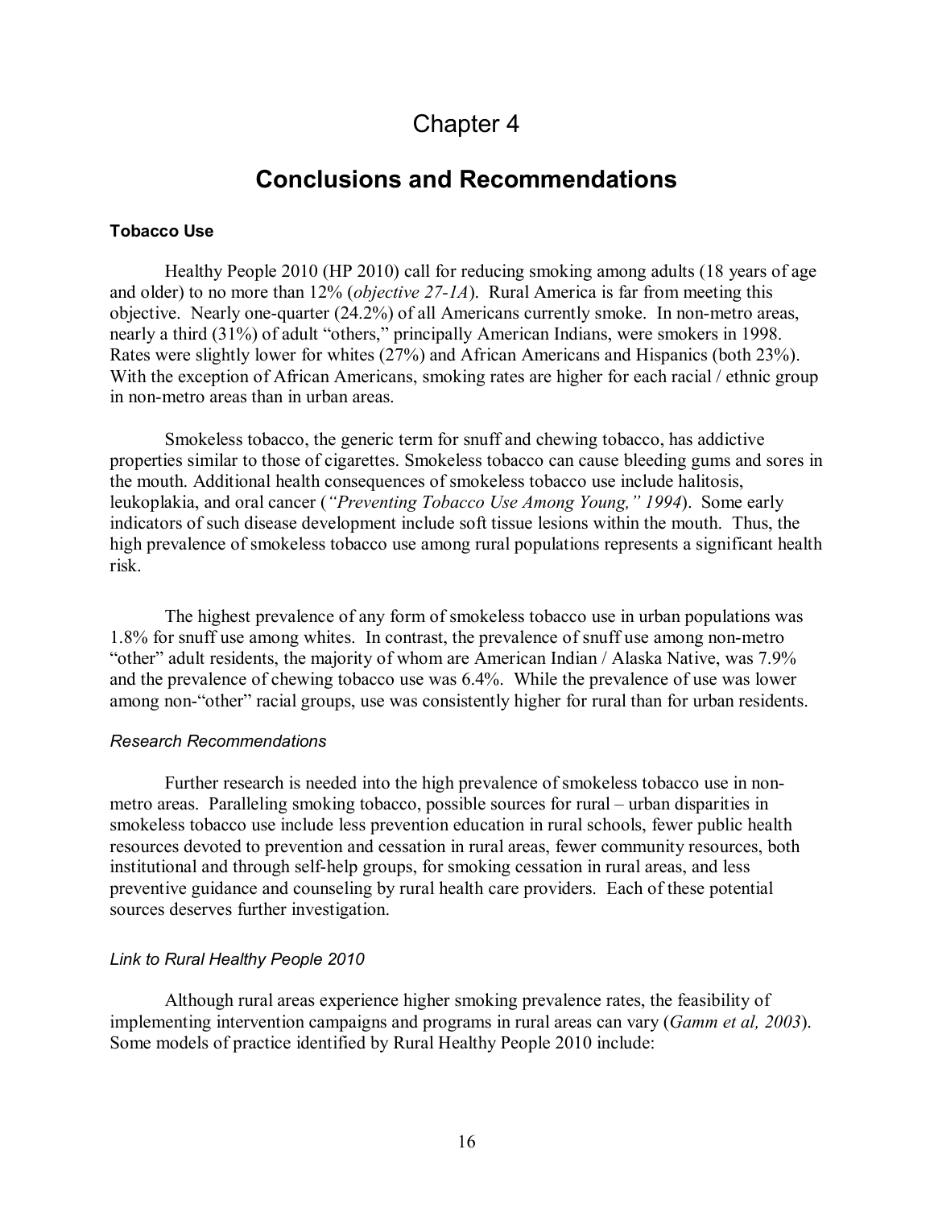# Chapter 4

## Conclusions and Recommendations

### Tobacco Use

Healthy People 2010 (HP 2010) call for reducing smoking among adults (18 years of age and older) to no more than 12% (*objective 27-1A*). Rural America is far from meeting this objective. Nearly one-quarter (24.2%) of all Americans currently smoke. In non-metro areas, nearly a third (31%) of adult "others," principally American Indians, were smokers in 1998. Rates were slightly lower for whites (27%) and African Americans and Hispanics (both 23%). With the exception of African Americans, smoking rates are higher for each racial / ethnic group in non-metro areas than in urban areas.

Smokeless tobacco, the generic term for snuff and chewing tobacco, has addictive properties similar to those of cigarettes. Smokeless tobacco can cause bleeding gums and sores in the mouth. Additional health consequences of smokeless tobacco use include halitosis, leukoplakia, and oral cancer (*"Preventing Tobacco Use Among Young," 1994*). Some early indicators of such disease development include soft tissue lesions within the mouth. Thus, the high prevalence of smokeless tobacco use among rural populations represents a significant health risk.

The highest prevalence of any form of smokeless tobacco use in urban populations was 1.8% for snuff use among whites. In contrast, the prevalence of snuff use among non-metro "other" adult residents, the majority of whom are American Indian / Alaska Native, was 7.9% and the prevalence of chewing tobacco use was 6.4%. While the prevalence of use was lower among non-"other" racial groups, use was consistently higher for rural than for urban residents.

#### *Research Recommendations*

Further research is needed into the high prevalence of smokeless tobacco use in non-metro areas. Paralleling smoking tobacco, possible sources for rural – urban disparities in smokeless tobacco use include less prevention education in rural schools, fewer public health resources devoted to prevention and cessation in rural areas, fewer community resources, both institutional and through self-help groups, for smoking cessation in rural areas, and less preventive guidance and counseling by rural health care providers. Each of these potential sources deserves further investigation.

#### *Link to Rural Healthy People 2010*

Although rural areas experience higher smoking prevalence rates, the feasibility of implementing intervention campaigns and programs in rural areas can vary (*Gamm et al, 2003*). Some models of practice identified by Rural Healthy People 2010 include: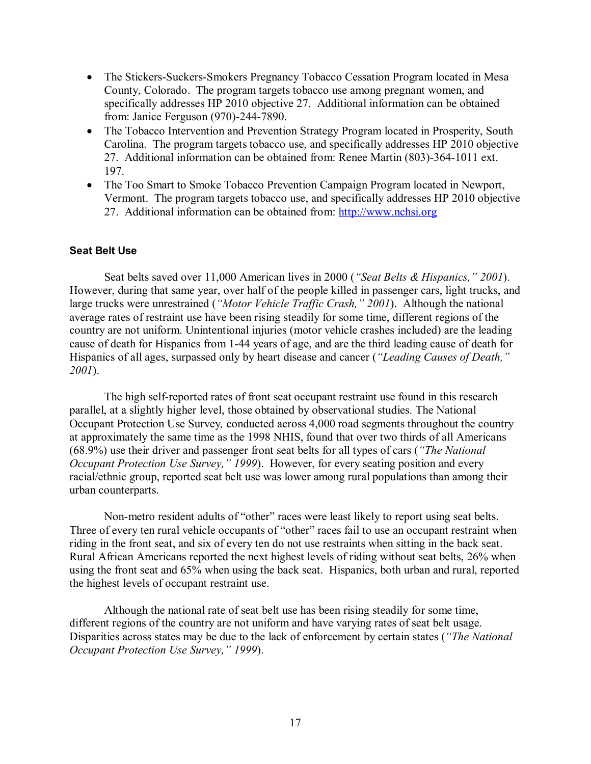- The Stickers-Suckers-Smokers Pregnancy Tobacco Cessation Program located in Mesa County, Colorado. The program targets tobacco use among pregnant women, and specifically addresses HP 2010 objective 27. Additional information can be obtained from: Janice Ferguson (970)-244-7890.
- The Tobacco Intervention and Prevention Strategy Program located in Prosperity, South Carolina. The program targets tobacco use, and specifically addresses HP 2010 objective 27. Additional information can be obtained from: Renee Martin (803)-364-1011 ext. 197.
- The Too Smart to Smoke Tobacco Prevention Campaign Program located in Newport, Vermont. The program targets tobacco use, and specifically addresses HP 2010 objective 27. Additional information can be obtained from: [http://www.nchsi.org](http://www.nchsi.org)

### Seat Belt Use

Seat belts saved over 11,000 American lives in 2000 (*"Seat Belts & Hispanics," 2001*). However, during that same year, over half of the people killed in passenger cars, light trucks, and large trucks were unrestrained (*"Motor Vehicle Traffic Crash," 2001*). Although the national average rates of restraint use have been rising steadily for some time, different regions of the country are not uniform. Unintentional injuries (motor vehicle crashes included) are the leading cause of death for Hispanics from 1-44 years of age, and are the third leading cause of death for Hispanics of all ages, surpassed only by heart disease and cancer (*"Leading Causes of Death," 2001*).

The high self-reported rates of front seat occupant restraint use found in this research parallel, at a slightly higher level, those obtained by observational studies. The National Occupant Protection Use Survey*,* conducted across 4,000 road segments throughout the country at approximately the same time as the 1998 NHIS, found that over two thirds of all Americans (68.9%) use their driver and passenger front seat belts for all types of cars (*"The National Occupant Protection Use Survey," 1999*). However, for every seating position and every racial/ethnic group, reported seat belt use was lower among rural populations than among their urban counterparts.

Non-metro resident adults of "other" races were least likely to report using seat belts. Three of every ten rural vehicle occupants of "other" races fail to use an occupant restraint when riding in the front seat, and six of every ten do not use restraints when sitting in the back seat. Rural African Americans reported the next highest levels of riding without seat belts, 26% when using the front seat and 65% when using the back seat. Hispanics, both urban and rural, reported the highest levels of occupant restraint use.

Although the national rate of seat belt use has been rising steadily for some time, different regions of the country are not uniform and have varying rates of seat belt usage. Disparities across states may be due to the lack of enforcement by certain states (*"The National Occupant Protection Use Survey," 1999*).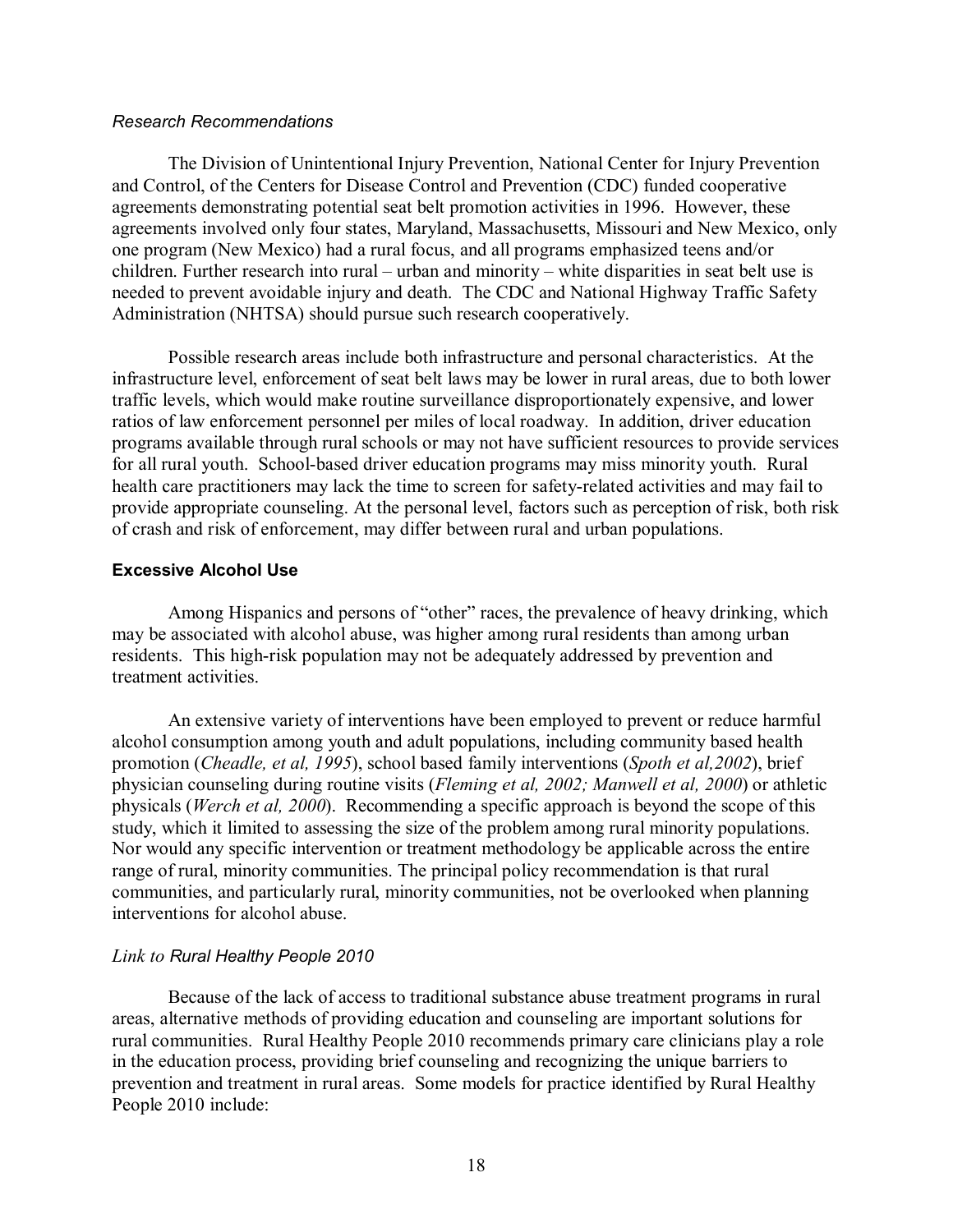*Research Recommendations*

The Division of Unintentional Injury Prevention, National Center for Injury Prevention and Control, of the Centers for Disease Control and Prevention (CDC) funded cooperative agreements demonstrating potential seat belt promotion activities in 1996. However, these agreements involved only four states, Maryland, Massachusetts, Missouri and New Mexico, only one program (New Mexico) had a rural focus, and all programs emphasized teens and/or children. Further research into rural – urban and minority – white disparities in seat belt use is needed to prevent avoidable injury and death. The CDC and National Highway Traffic Safety Administration (NHTSA) should pursue such research cooperatively.

Possible research areas include both infrastructure and personal characteristics. At the infrastructure level, enforcement of seat belt laws may be lower in rural areas, due to both lower traffic levels, which would make routine surveillance disproportionately expensive, and lower ratios of law enforcement personnel per miles of local roadway. In addition, driver education programs available through rural schools or may not have sufficient resources to provide services for all rural youth. School-based driver education programs may miss minority youth. Rural health care practitioners may lack the time to screen for safety-related activities and may fail to provide appropriate counseling. At the personal level, factors such as perception of risk, both risk of crash and risk of enforcement, may differ between rural and urban populations.

### Excessive Alcohol Use

Among Hispanics and persons of "other" races, the prevalence of heavy drinking, which may be associated with alcohol abuse, was higher among rural residents than among urban residents. This high-risk population may not be adequately addressed by prevention and treatment activities.

An extensive variety of interventions have been employed to prevent or reduce harmful alcohol consumption among youth and adult populations, including community based health promotion (*Cheadle, et al, 1995*), school based family interventions (*Spoth et al,2002*), brief physician counseling during routine visits (*Fleming et al, 2002; Manwell et al, 2000*) or athletic physicals (*Werch et al, 2000*). Recommending a specific approach is beyond the scope of this study, which it limited to assessing the size of the problem among rural minority populations. Nor would any specific intervention or treatment methodology be applicable across the entire range of rural, minority communities. The principal policy recommendation is that rural communities, and particularly rural, minority communities, not be overlooked when planning interventions for alcohol abuse.

*Link to Rural Healthy People 2010*

Because of the lack of access to traditional substance abuse treatment programs in rural areas, alternative methods of providing education and counseling are important solutions for rural communities. Rural Healthy People 2010 recommends primary care clinicians play a role in the education process, providing brief counseling and recognizing the unique barriers to prevention and treatment in rural areas. Some models for practice identified by Rural Healthy People 2010 include: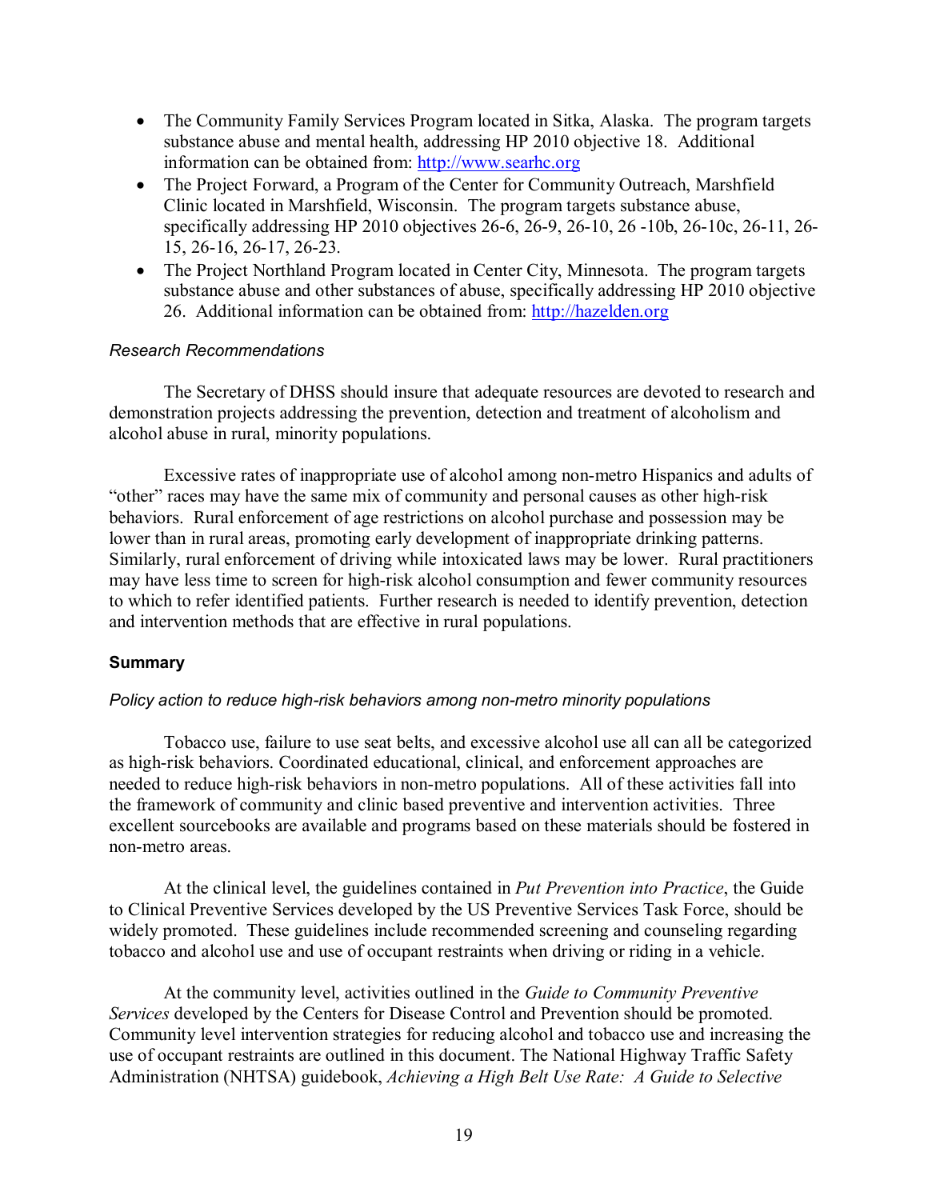- The Community Family Services Program located in Sitka, Alaska. The program targets substance abuse and mental health, addressing HP 2010 objective 18. Additional information can be obtained from: http://www.searhc.org
- The Project Forward, a Program of the Center for Community Outreach, Marshfield Clinic located in Marshfield, Wisconsin. The program targets substance abuse, specifically addressing HP 2010 objectives 26-6, 26-9, 26-10, 26 -10b, 26-10c, 26-11, 26-15, 26-16, 26-17, 26-23.
- The Project Northland Program located in Center City, Minnesota. The program targets substance abuse and other substances of abuse, specifically addressing HP 2010 objective 26. Additional information can be obtained from: http://hazelden.org

*Research Recommendations*

The Secretary of DHSS should insure that adequate resources are devoted to research and demonstration projects addressing the prevention, detection and treatment of alcoholism and alcohol abuse in rural, minority populations.

Excessive rates of inappropriate use of alcohol among non-metro Hispanics and adults of "other" races may have the same mix of community and personal causes as other high-risk behaviors. Rural enforcement of age restrictions on alcohol purchase and possession may be lower than in rural areas, promoting early development of inappropriate drinking patterns. Similarly, rural enforcement of driving while intoxicated laws may be lower. Rural practitioners may have less time to screen for high-risk alcohol consumption and fewer community resources to which to refer identified patients. Further research is needed to identify prevention, detection and intervention methods that are effective in rural populations.

## Summary

*Policy action to reduce high-risk behaviors among non-metro minority populations*

Tobacco use, failure to use seat belts, and excessive alcohol use all can all be categorized as high-risk behaviors. Coordinated educational, clinical, and enforcement approaches are needed to reduce high-risk behaviors in non-metro populations. All of these activities fall into the framework of community and clinic based preventive and intervention activities. Three excellent sourcebooks are available and programs based on these materials should be fostered in non-metro areas.

At the clinical level, the guidelines contained in *Put Prevention into Practice*, the Guide to Clinical Preventive Services developed by the US Preventive Services Task Force, should be widely promoted. These guidelines include recommended screening and counseling regarding tobacco and alcohol use and use of occupant restraints when driving or riding in a vehicle.

At the community level, activities outlined in the *Guide to Community Preventive Services* developed by the Centers for Disease Control and Prevention should be promoted. Community level intervention strategies for reducing alcohol and tobacco use and increasing the use of occupant restraints are outlined in this document. The National Highway Traffic Safety Administration (NHTSA) guidebook, *Achieving a High Belt Use Rate: A Guide to Selective*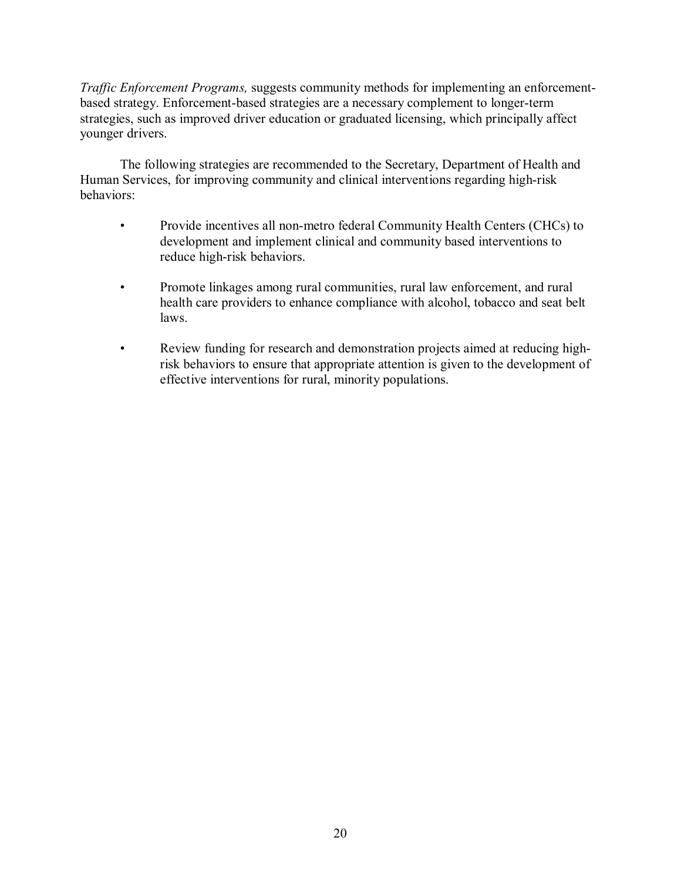*Traffic Enforcement Programs,* suggests community methods for implementing an enforcement-based strategy. Enforcement-based strategies are a necessary complement to longer-term strategies, such as improved driver education or graduated licensing, which principally affect younger drivers.

The following strategies are recommended to the Secretary, Department of Health and Human Services, for improving community and clinical interventions regarding high-risk behaviors:

- Provide incentives all non-metro federal Community Health Centers (CHCs) to development and implement clinical and community based interventions to reduce high-risk behaviors.

- Promote linkages among rural communities, rural law enforcement, and rural health care providers to enhance compliance with alcohol, tobacco and seat belt laws.

- Review funding for research and demonstration projects aimed at reducing high-risk behaviors to ensure that appropriate attention is given to the development of effective interventions for rural, minority populations.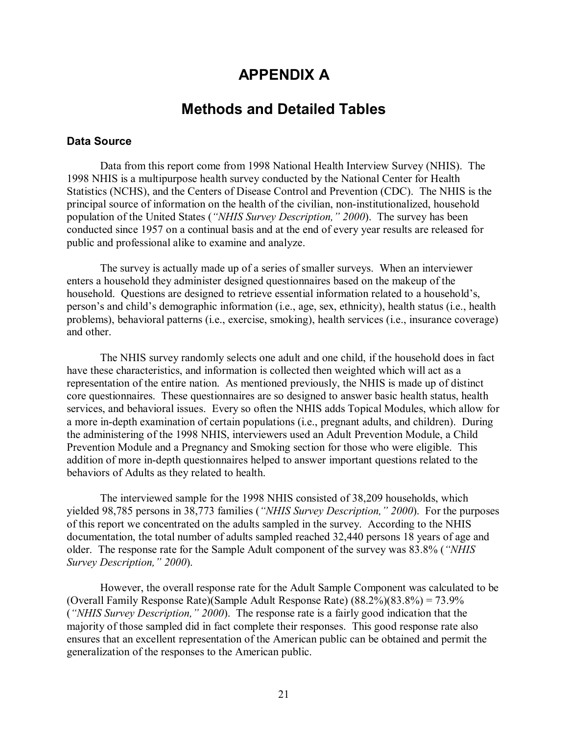# APPENDIX A

# Methods and Detailed Tables

### Data Source

Data from this report come from 1998 National Health Interview Survey (NHIS). The 1998 NHIS is a multipurpose health survey conducted by the National Center for Health Statistics (NCHS), and the Centers of Disease Control and Prevention (CDC). The NHIS is the principal source of information on the health of the civilian, non-institutionalized, household population of the United States (*"NHIS Survey Description," 2000*). The survey has been conducted since 1957 on a continual basis and at the end of every year results are released for public and professional alike to examine and analyze.

The survey is actually made up of a series of smaller surveys. When an interviewer enters a household they administer designed questionnaires based on the makeup of the household. Questions are designed to retrieve essential information related to a household's, person's and child's demographic information (i.e., age, sex, ethnicity), health status (i.e., health problems), behavioral patterns (i.e., exercise, smoking), health services (i.e., insurance coverage) and other.

The NHIS survey randomly selects one adult and one child, if the household does in fact have these characteristics, and information is collected then weighted which will act as a representation of the entire nation. As mentioned previously, the NHIS is made up of distinct core questionnaires. These questionnaires are so designed to answer basic health status, health services, and behavioral issues. Every so often the NHIS adds Topical Modules, which allow for a more in-depth examination of certain populations (i.e., pregnant adults, and children). During the administering of the 1998 NHIS, interviewers used an Adult Prevention Module, a Child Prevention Module and a Pregnancy and Smoking section for those who were eligible. This addition of more in-depth questionnaires helped to answer important questions related to the behaviors of Adults as they related to health.

The interviewed sample for the 1998 NHIS consisted of 38,209 households, which yielded 98,785 persons in 38,773 families (*"NHIS Survey Description," 2000*). For the purposes of this report we concentrated on the adults sampled in the survey. According to the NHIS documentation, the total number of adults sampled reached 32,440 persons 18 years of age and older. The response rate for the Sample Adult component of the survey was 83.8% (*"NHIS Survey Description," 2000*).

However, the overall response rate for the Adult Sample Component was calculated to be (Overall Family Response Rate)(Sample Adult Response Rate) (88.2%)(83.8%) = 73.9% (*"NHIS Survey Description," 2000*). The response rate is a fairly good indication that the majority of those sampled did in fact complete their responses. This good response rate also ensures that an excellent representation of the American public can be obtained and permit the generalization of the responses to the American public.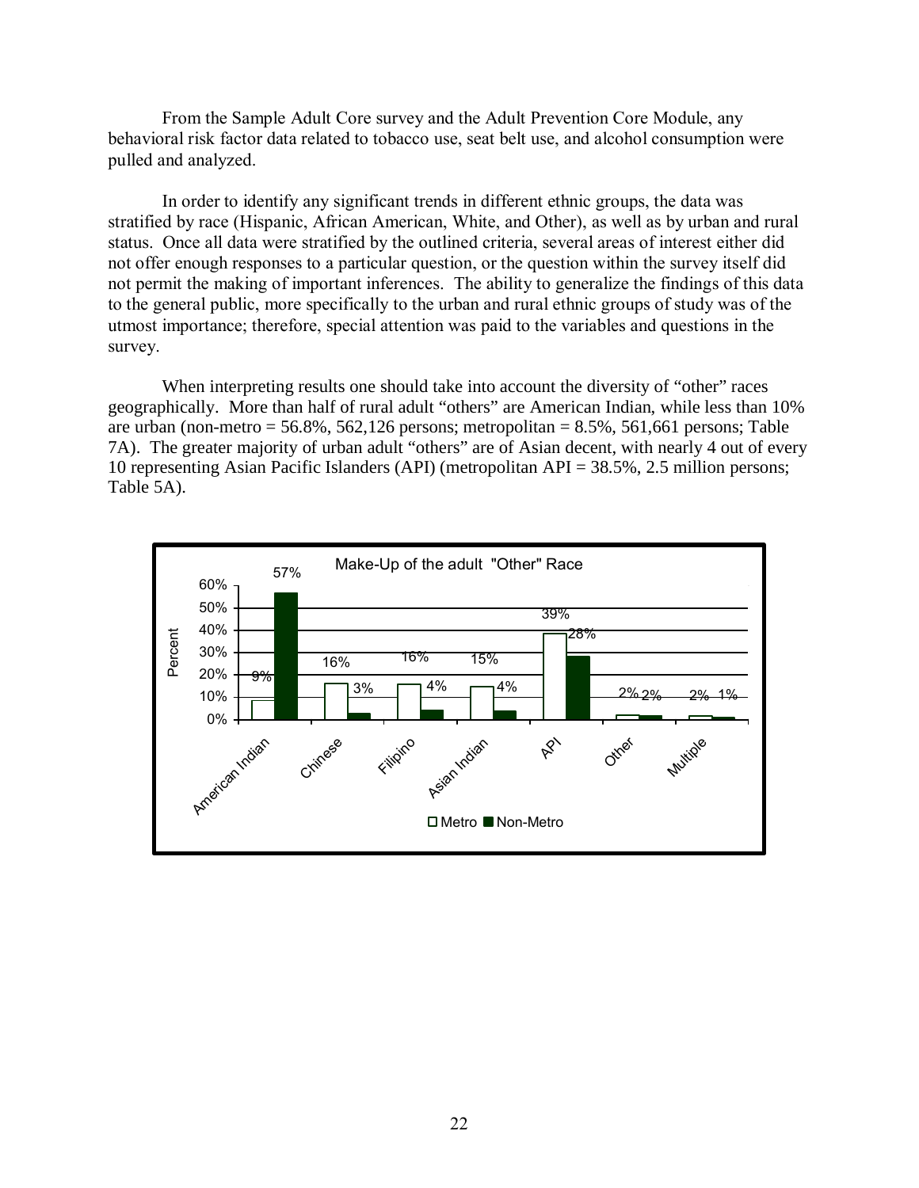From the Sample Adult Core survey and the Adult Prevention Core Module, any behavioral risk factor data related to tobacco use, seat belt use, and alcohol consumption were pulled and analyzed.

In order to identify any significant trends in different ethnic groups, the data was stratified by race (Hispanic, African American, White, and Other), as well as by urban and rural status. Once all data were stratified by the outlined criteria, several areas of interest either did not offer enough responses to a particular question, or the question within the survey itself did not permit the making of important inferences. The ability to generalize the findings of this data to the general public, more specifically to the urban and rural ethnic groups of study was of the utmost importance; therefore, special attention was paid to the variables and questions in the survey.

When interpreting results one should take into account the diversity of "other" races geographically. More than half of rural adult "others" are American Indian, while less than 10% are urban (non-metro = 56.8%, 562,126 persons; metropolitan = 8.5%, 561,661 persons; Table 7A). The greater majority of urban adult "others" are of Asian decent, with nearly 4 out of every 10 representing Asian Pacific Islanders (API) (metropolitan API = 38.5%, 2.5 million persons; Table 5A).

Make-Up of the adult "Other" Race

Percent

60%
50%
40%
30%
20%
10%
0%

57%
9%
16%
3%
16%
4%
15%
4%
39%
28%
2% 2%
2% 1%

American Indian
Chinese
Filipino
Asian Indian
API
Other
Multiple

Metro
Non-Metro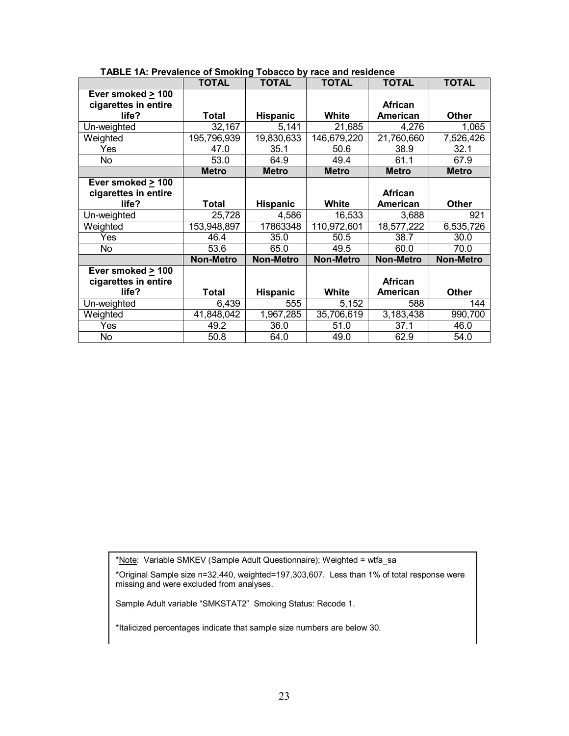**TABLE 1A: Prevalence of Smoking Tobacco by race and residence**

| | TOTAL | TOTAL | TOTAL | TOTAL | TOTAL |
|---|---|---|---|---|---|
| **Ever smoked > 100 cigarettes in entire life?** | **Total** | **Hispanic** | **White** | **African American** | **Other** |
| Un-weighted | 32,167 | 5,141 | 21,685 | 4,276 | 1,065 |
| Weighted | 195,796,939 | 19,830,633 | 146,679,220 | 21,760,660 | 7,526,426 |
| Yes | 47.0 | 35.1 | 50.6 | 38.9 | 32.1 |
| No | 53.0 | 64.9 | 49.4 | 61.1 | 67.9 |
| | **Metro** | **Metro** | **Metro** | **Metro** | **Metro** |
| **Ever smoked > 100 cigarettes in entire life?** | **Total** | **Hispanic** | **White** | **African American** | **Other** |
| Un-weighted | 25,728 | 4,586 | 16,533 | 3,688 | 921 |
| Weighted | 153,948,897 | 17863348 | 110,972,601 | 18,577,222 | 6,535,726 |
| Yes | 46.4 | 35.0 | 50.5 | 38.7 | 30.0 |
| No | 53.6 | 65.0 | 49.5 | 60.0 | 70.0 |
| | **Non-Metro** | **Non-Metro** | **Non-Metro** | **Non-Metro** | **Non-Metro** |
| **Ever smoked > 100 cigarettes in entire life?** | **Total** | **Hispanic** | **White** | **African American** | **Other** |
| Un-weighted | 6,439 | 555 | 5,152 | 588 | 144 |
| Weighted | 41,848,042 | 1,967,285 | 35,706,619 | 3,183,438 | 990,700 |
| Yes | 49.2 | 36.0 | 51.0 | 37.1 | 46.0 |
| No | 50.8 | 64.0 | 49.0 | 62.9 | 54.0 |

*Note: Variable SMKEV (Sample Adult Questionnaire); Weighted = wtfa_sa

*Original Sample size n=32,440, weighted=197,303,607. Less than 1% of total response were missing and were excluded from analyses.

Sample Adult variable "SMKSTAT2" Smoking Status: Recode 1.

*Italicized percentages indicate that sample size numbers are below 30.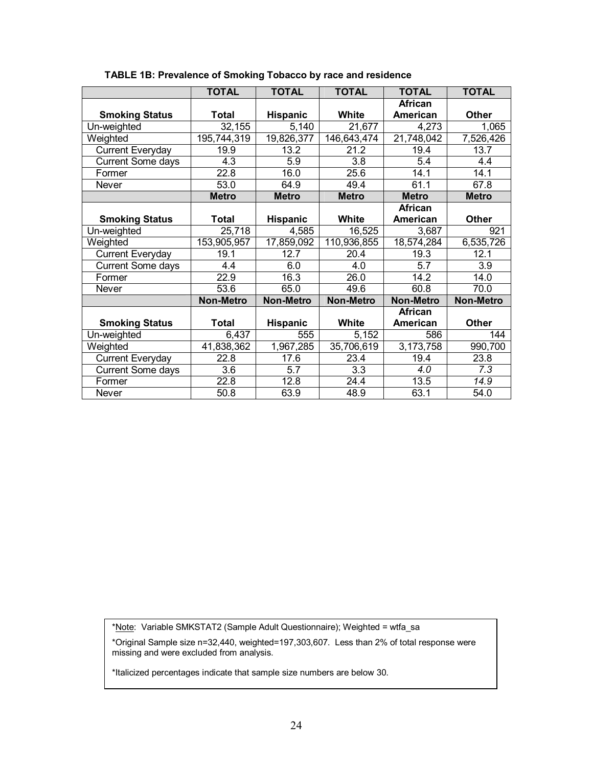**TABLE 1B: Prevalence of Smoking Tobacco by race and residence**

| | TOTAL | TOTAL | TOTAL | TOTAL | TOTAL |
|---|---|---|---|---|---|
| **Smoking Status** | **Total** | **Hispanic** | **White** | **African American** | **Other** |
| Un-weighted | 32,155 | 5,140 | 21,677 | 4,273 | 1,065 |
| Weighted | 195,744,319 | 19,826,377 | 146,643,474 | 21,748,042 | 7,526,426 |
| Current Everyday | 19.9 | 13.2 | 21.2 | 19.4 | 13.7 |
| Current Some days | 4.3 | 5.9 | 3.8 | 5.4 | 4.4 |
| Former | 22.8 | 16.0 | 25.6 | 14.1 | 14.1 |
| Never | 53.0 | 64.9 | 49.4 | 61.1 | 67.8 |
| | **Metro** | **Metro** | **Metro** | **Metro** | **Metro** |
| **Smoking Status** | **Total** | **Hispanic** | **White** | **African American** | **Other** |
| Un-weighted | 25,718 | 4,585 | 16,525 | 3,687 | 921 |
| Weighted | 153,905,957 | 17,859,092 | 110,936,855 | 18,574,284 | 6,535,726 |
| Current Everyday | 19.1 | 12.7 | 20.4 | 19.3 | 12.1 |
| Current Some days | 4.4 | 6.0 | 4.0 | 5.7 | 3.9 |
| Former | 22.9 | 16.3 | 26.0 | 14.2 | 14.0 |
| Never | 53.6 | 65.0 | 49.6 | 60.8 | 70.0 |
| | **Non-Metro** | **Non-Metro** | **Non-Metro** | **Non-Metro** | **Non-Metro** |
| **Smoking Status** | **Total** | **Hispanic** | **White** | **African American** | **Other** |
| Un-weighted | 6,437 | 555 | 5,152 | 586 | 144 |
| Weighted | 41,838,362 | 1,967,285 | 35,706,619 | 3,173,758 | 990,700 |
| Current Everyday | 22.8 | 17.6 | 23.4 | 19.4 | 23.8 |
| Current Some days | 3.6 | 5.7 | 3.3 | *4.0* | *7.3* |
| Former | 22.8 | 12.8 | 24.4 | 13.5 | *14.9* |
| Never | 50.8 | 63.9 | 48.9 | 63.1 | 54.0 |

*Note: Variable SMKSTAT2 (Sample Adult Questionnaire); Weighted = wtfa_sa

*Original Sample size n=32,440, weighted=197,303,607. Less than 2% of total response were missing and were excluded from analysis.

*Italicized percentages indicate that sample size numbers are below 30.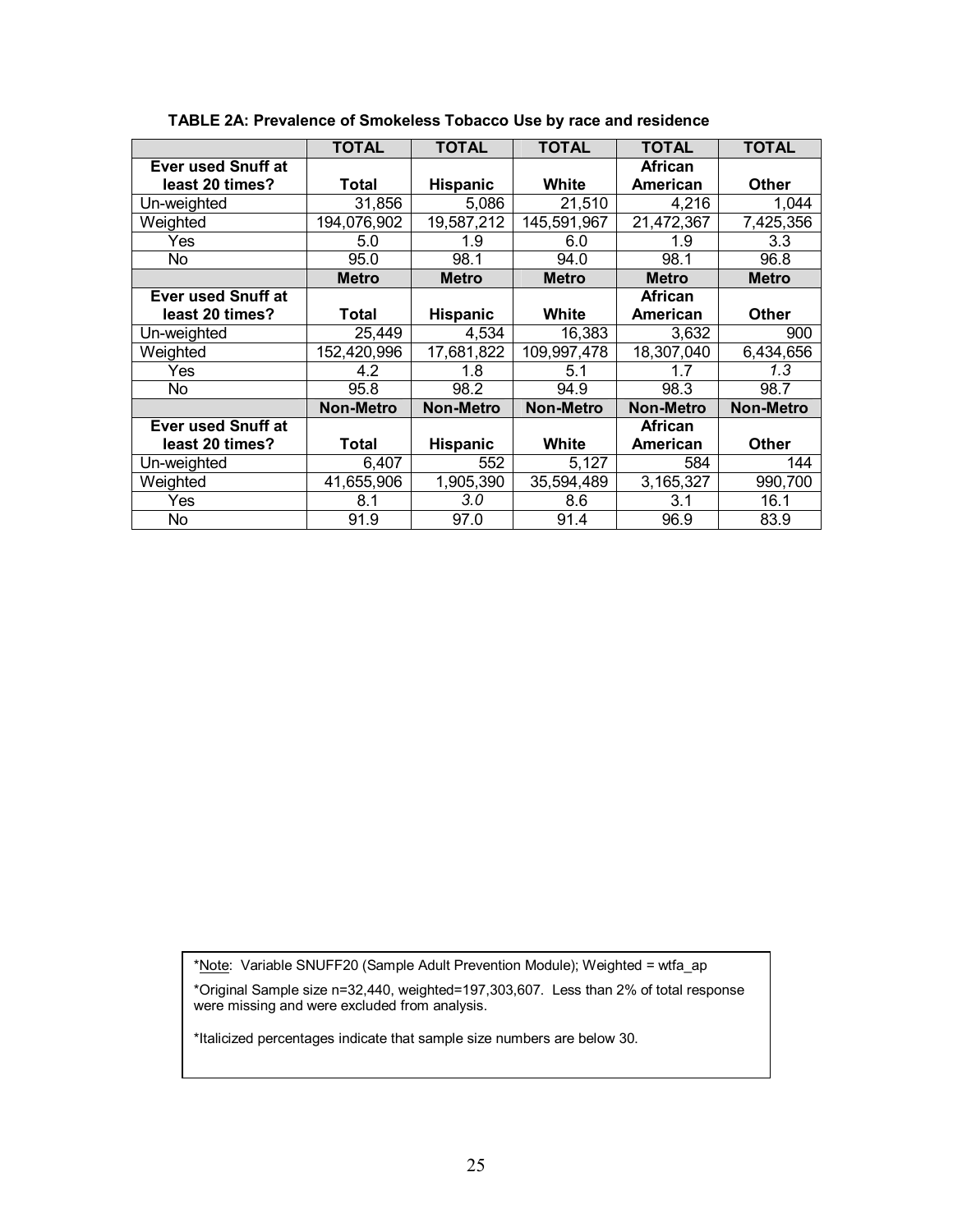**TABLE 2A: Prevalence of Smokeless Tobacco Use by race and residence**

| | TOTAL | TOTAL | TOTAL | TOTAL | TOTAL |
|---|---|---|---|---|---|
| **Ever used Snuff at least 20 times?** | **Total** | **Hispanic** | **White** | **African American** | **Other** |
| Un-weighted | 31,856 | 5,086 | 21,510 | 4,216 | 1,044 |
| Weighted | 194,076,902 | 19,587,212 | 145,591,967 | 21,472,367 | 7,425,356 |
| Yes | 5.0 | 1.9 | 6.0 | 1.9 | 3.3 |
| No | 95.0 | 98.1 | 94.0 | 98.1 | 96.8 |
| | **Metro** | **Metro** | **Metro** | **Metro** | **Metro** |
| **Ever used Snuff at least 20 times?** | **Total** | **Hispanic** | **White** | **African American** | **Other** |
| Un-weighted | 25,449 | 4,534 | 16,383 | 3,632 | 900 |
| Weighted | 152,420,996 | 17,681,822 | 109,997,478 | 18,307,040 | 6,434,656 |
| Yes | 4.2 | 1.8 | 5.1 | 1.7 | *1.3* |
| No | 95.8 | 98.2 | 94.9 | 98.3 | 98.7 |
| | **Non-Metro** | **Non-Metro** | **Non-Metro** | **Non-Metro** | **Non-Metro** |
| **Ever used Snuff at least 20 times?** | **Total** | **Hispanic** | **White** | **African American** | **Other** |
| Un-weighted | 6,407 | 552 | 5,127 | 584 | 144 |
| Weighted | 41,655,906 | 1,905,390 | 35,594,489 | 3,165,327 | 990,700 |
| Yes | 8.1 | *3.0* | 8.6 | 3.1 | 16.1 |
| No | 91.9 | 97.0 | 91.4 | 96.9 | 83.9 |

*Note: Variable SNUFF20 (Sample Adult Prevention Module); Weighted = wtfa_ap

*Original Sample size n=32,440, weighted=197,303,607. Less than 2% of total response were missing and were excluded from analysis.

*Italicized percentages indicate that sample size numbers are below 30.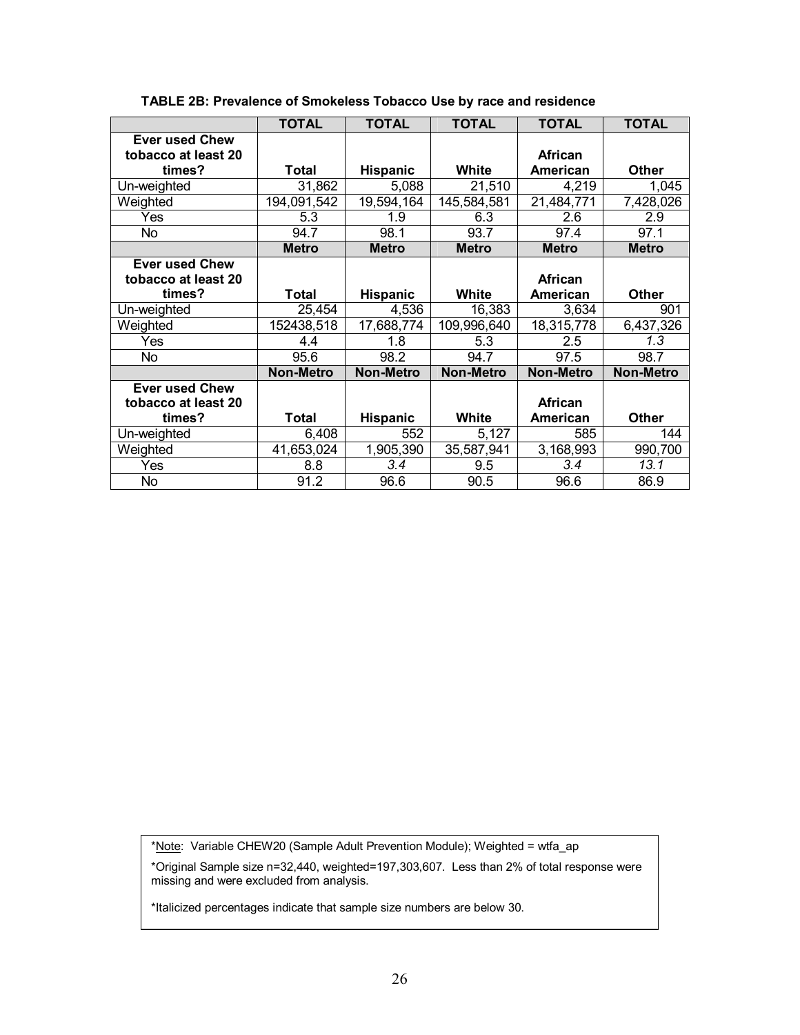**TABLE 2B: Prevalence of Smokeless Tobacco Use by race and residence**

| | TOTAL | TOTAL | TOTAL | TOTAL | TOTAL |
|---|---|---|---|---|---|
| **Ever used Chew tobacco at least 20 times?** | **Total** | **Hispanic** | **White** | **African American** | **Other** |
| Un-weighted | 31,862 | 5,088 | 21,510 | 4,219 | 1,045 |
| Weighted | 194,091,542 | 19,594,164 | 145,584,581 | 21,484,771 | 7,428,026 |
| Yes | 5.3 | 1.9 | 6.3 | 2.6 | 2.9 |
| No | 94.7 | 98.1 | 93.7 | 97.4 | 97.1 |
| | **Metro** | **Metro** | **Metro** | **Metro** | **Metro** |
| **Ever used Chew tobacco at least 20 times?** | **Total** | **Hispanic** | **White** | **African American** | **Other** |
| Un-weighted | 25,454 | 4,536 | 16,383 | 3,634 | 901 |
| Weighted | 152438,518 | 17,688,774 | 109,996,640 | 18,315,778 | 6,437,326 |
| Yes | 4.4 | 1.8 | 5.3 | 2.5 | *1.3* |
| No | 95.6 | 98.2 | 94.7 | 97.5 | 98.7 |
| | **Non-Metro** | **Non-Metro** | **Non-Metro** | **Non-Metro** | **Non-Metro** |
| **Ever used Chew tobacco at least 20 times?** | **Total** | **Hispanic** | **White** | **African American** | **Other** |
| Un-weighted | 6,408 | 552 | 5,127 | 585 | 144 |
| Weighted | 41,653,024 | 1,905,390 | 35,587,941 | 3,168,993 | 990,700 |
| Yes | 8.8 | *3.4* | 9.5 | *3.4* | *13.1* |
| No | 91.2 | 96.6 | 90.5 | 96.6 | 86.9 |

*Note: Variable CHEW20 (Sample Adult Prevention Module); Weighted = wtfa_ap

*Original Sample size n=32,440, weighted=197,303,607. Less than 2% of total response were missing and were excluded from analysis.

*Italicized percentages indicate that sample size numbers are below 30.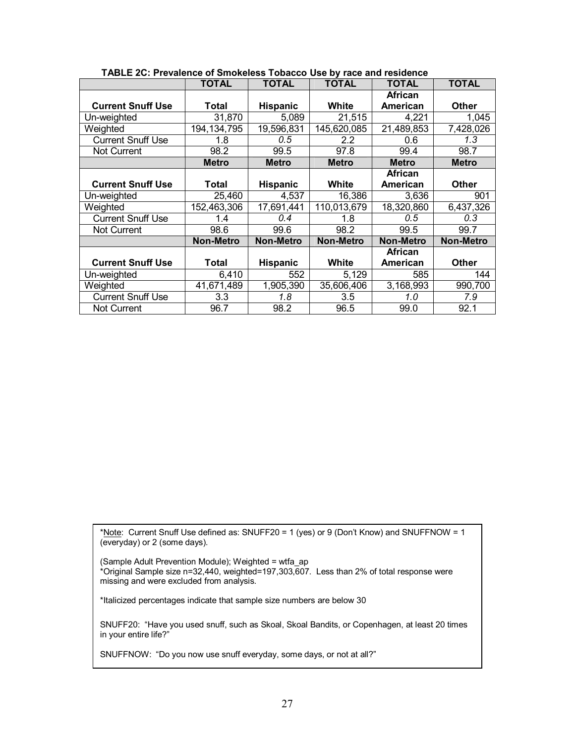**TABLE 2C: Prevalence of Smokeless Tobacco Use by race and residence**

| | TOTAL | TOTAL | TOTAL | TOTAL | TOTAL |
|---|---|---|---|---|---|
| **Current Snuff Use** | **Total** | **Hispanic** | **White** | **African American** | **Other** |
| Un-weighted | 31,870 | 5,089 | 21,515 | 4,221 | 1,045 |
| Weighted | 194,134,795 | 19,596,831 | 145,620,085 | 21,489,853 | 7,428,026 |
| Current Snuff Use | 1.8 | *0.5* | 2.2 | 0.6 | *1.3* |
| Not Current | 98.2 | 99.5 | 97.8 | 99.4 | 98.7 |
| | **Metro** | **Metro** | **Metro** | **Metro** | **Metro** |
| **Current Snuff Use** | **Total** | **Hispanic** | **White** | **African American** | **Other** |
| Un-weighted | 25,460 | 4,537 | 16,386 | 3,636 | 901 |
| Weighted | 152,463,306 | 17,691,441 | 110,013,679 | 18,320,860 | 6,437,326 |
| Current Snuff Use | 1.4 | *0.4* | 1.8 | *0.5* | *0.3* |
| Not Current | 98.6 | 99.6 | 98.2 | 99.5 | 99.7 |
| | **Non-Metro** | **Non-Metro** | **Non-Metro** | **Non-Metro** | **Non-Metro** |
| **Current Snuff Use** | **Total** | **Hispanic** | **White** | **African American** | **Other** |
| Un-weighted | 6,410 | 552 | 5,129 | 585 | 144 |
| Weighted | 41,671,489 | 1,905,390 | 35,606,406 | 3,168,993 | 990,700 |
| Current Snuff Use | 3.3 | *1.8* | 3.5 | *1.0* | *7.9* |
| Not Current | 96.7 | 98.2 | 96.5 | 99.0 | 92.1 |

*Note: Current Snuff Use defined as: SNUFF20 = 1 (yes) or 9 (Don't Know) and SNUFFNOW = 1 (everyday) or 2 (some days).

(Sample Adult Prevention Module); Weighted = wtfa_ap
*Original Sample size n=32,440, weighted=197,303,607. Less than 2% of total response were missing and were excluded from analysis.

*Italicized percentages indicate that sample size numbers are below 30

SNUFF20: "Have you used snuff, such as Skoal, Skoal Bandits, or Copenhagen, at least 20 times in your entire life?"

SNUFFNOW: "Do you now use snuff everyday, some days, or not at all?"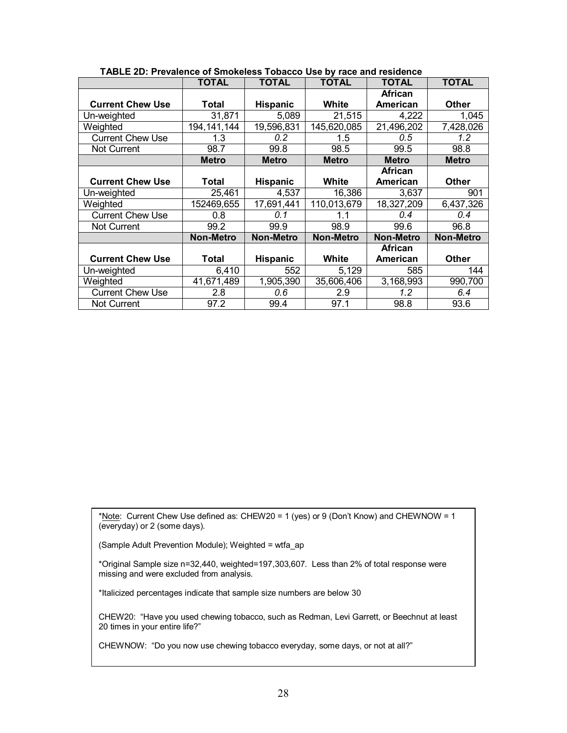**TABLE 2D: Prevalence of Smokeless Tobacco Use by race and residence**

| | TOTAL | TOTAL | TOTAL | TOTAL | TOTAL |
|---|---|---|---|---|---|
| **Current Chew Use** | **Total** | **Hispanic** | **White** | **African American** | **Other** |
| Un-weighted | 31,871 | 5,089 | 21,515 | 4,222 | 1,045 |
| Weighted | 194,141,144 | 19,596,831 | 145,620,085 | 21,496,202 | 7,428,026 |
| Current Chew Use | 1.3 | *0.2* | 1.5 | *0.5* | *1.2* |
| Not Current | 98.7 | 99.8 | 98.5 | 99.5 | 98.8 |
| | **Metro** | **Metro** | **Metro** | **Metro** | **Metro** |
| **Current Chew Use** | **Total** | **Hispanic** | **White** | **African American** | **Other** |
| Un-weighted | 25,461 | 4,537 | 16,386 | 3,637 | 901 |
| Weighted | 152469,655 | 17,691,441 | 110,013,679 | 18,327,209 | 6,437,326 |
| Current Chew Use | 0.8 | *0.1* | 1.1 | *0.4* | *0.4* |
| Not Current | 99.2 | 99.9 | 98.9 | 99.6 | 96.8 |
| | **Non-Metro** | **Non-Metro** | **Non-Metro** | **Non-Metro** | **Non-Metro** |
| **Current Chew Use** | **Total** | **Hispanic** | **White** | **African American** | **Other** |
| Un-weighted | 6,410 | 552 | 5,129 | 585 | 144 |
| Weighted | 41,671,489 | 1,905,390 | 35,606,406 | 3,168,993 | 990,700 |
| Current Chew Use | 2.8 | *0.6* | 2.9 | *1.2* | *6.4* |
| Not Current | 97.2 | 99.4 | 97.1 | 98.8 | 93.6 |

*Note: Current Chew Use defined as: CHEW20 = 1 (yes) or 9 (Don't Know) and CHEWNOW = 1 (everyday) or 2 (some days).

(Sample Adult Prevention Module); Weighted = wtfa_ap

*Original Sample size n=32,440, weighted=197,303,607. Less than 2% of total response were missing and were excluded from analysis.

*Italicized percentages indicate that sample size numbers are below 30

CHEW20: "Have you used chewing tobacco, such as Redman, Levi Garrett, or Beechnut at least 20 times in your entire life?"

CHEWNOW: "Do you now use chewing tobacco everyday, some days, or not at all?"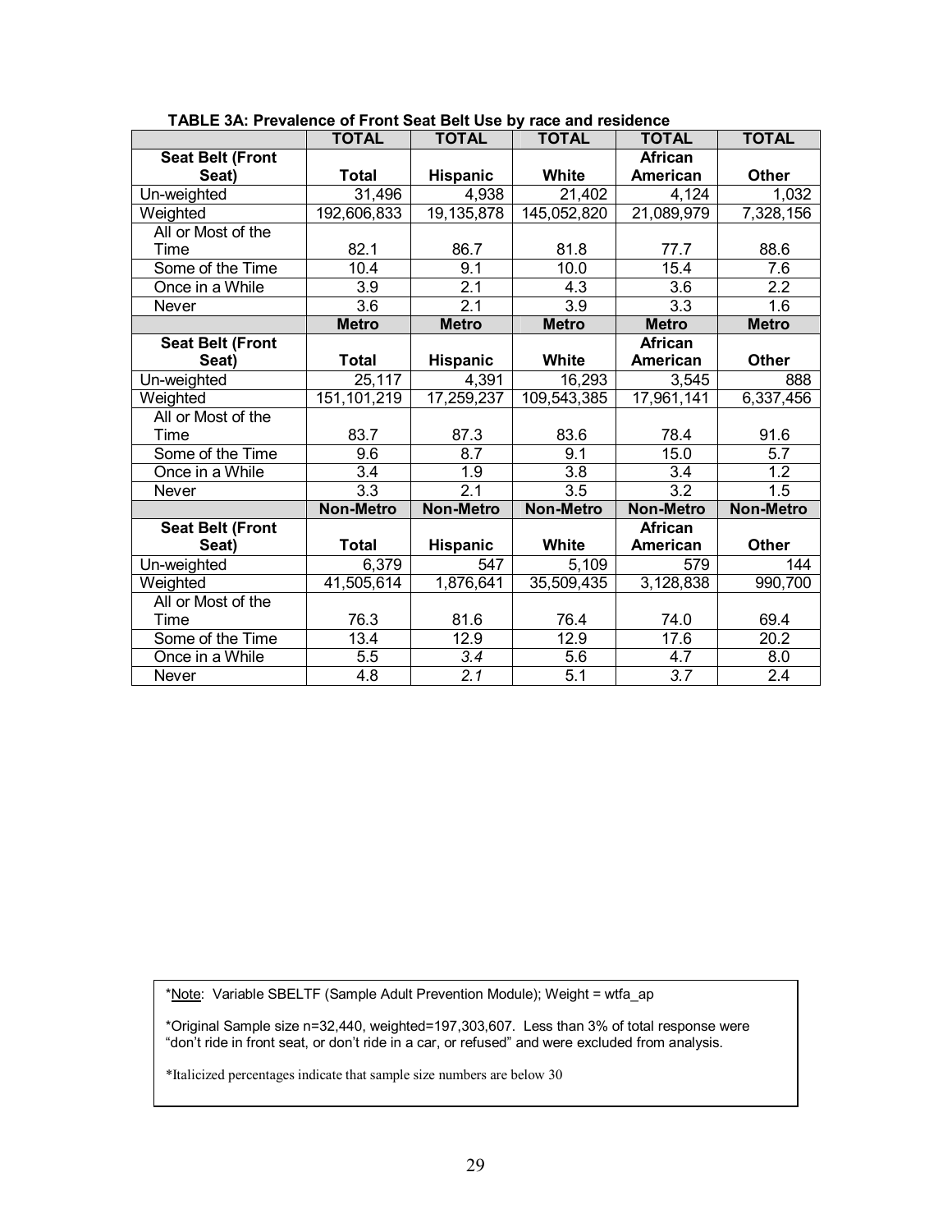**TABLE 3A: Prevalence of Front Seat Belt Use by race and residence**

| | TOTAL | TOTAL | TOTAL | TOTAL | TOTAL |
|---|---|---|---|---|---|
| **Seat Belt (Front Seat)** | **Total** | **Hispanic** | **White** | **African American** | **Other** |
| Un-weighted | 31,496 | 4,938 | 21,402 | 4,124 | 1,032 |
| Weighted | 192,606,833 | 19,135,878 | 145,052,820 | 21,089,979 | 7,328,156 |
| All or Most of the Time | 82.1 | 86.7 | 81.8 | 77.7 | 88.6 |
| Some of the Time | 10.4 | 9.1 | 10.0 | 15.4 | 7.6 |
| Once in a While | 3.9 | 2.1 | 4.3 | 3.6 | 2.2 |
| Never | 3.6 | 2.1 | 3.9 | 3.3 | 1.6 |
| | **Metro** | **Metro** | **Metro** | **Metro** | **Metro** |
| **Seat Belt (Front Seat)** | **Total** | **Hispanic** | **White** | **African American** | **Other** |
| Un-weighted | 25,117 | 4,391 | 16,293 | 3,545 | 888 |
| Weighted | 151,101,219 | 17,259,237 | 109,543,385 | 17,961,141 | 6,337,456 |
| All or Most of the Time | 83.7 | 87.3 | 83.6 | 78.4 | 91.6 |
| Some of the Time | 9.6 | 8.7 | 9.1 | 15.0 | 5.7 |
| Once in a While | 3.4 | 1.9 | 3.8 | 3.4 | 1.2 |
| Never | 3.3 | 2.1 | 3.5 | 3.2 | 1.5 |
| | **Non-Metro** | **Non-Metro** | **Non-Metro** | **Non-Metro** | **Non-Metro** |
| **Seat Belt (Front Seat)** | **Total** | **Hispanic** | **White** | **African American** | **Other** |
| Un-weighted | 6,379 | 547 | 5,109 | 579 | 144 |
| Weighted | 41,505,614 | 1,876,641 | 35,509,435 | 3,128,838 | 990,700 |
| All or Most of the Time | 76.3 | 81.6 | 76.4 | 74.0 | 69.4 |
| Some of the Time | 13.4 | 12.9 | 12.9 | 17.6 | 20.2 |
| Once in a While | 5.5 | *3.4* | 5.6 | 4.7 | 8.0 |
| Never | 4.8 | *2.1* | 5.1 | *3.7* | 2.4 |

*Note: Variable SBELTF (Sample Adult Prevention Module); Weight = wtfa_ap

*Original Sample size n=32,440, weighted=197,303,607. Less than 3% of total response were "don't ride in front seat, or don't ride in a car, or refused" and were excluded from analysis.

*Italicized percentages indicate that sample size numbers are below 30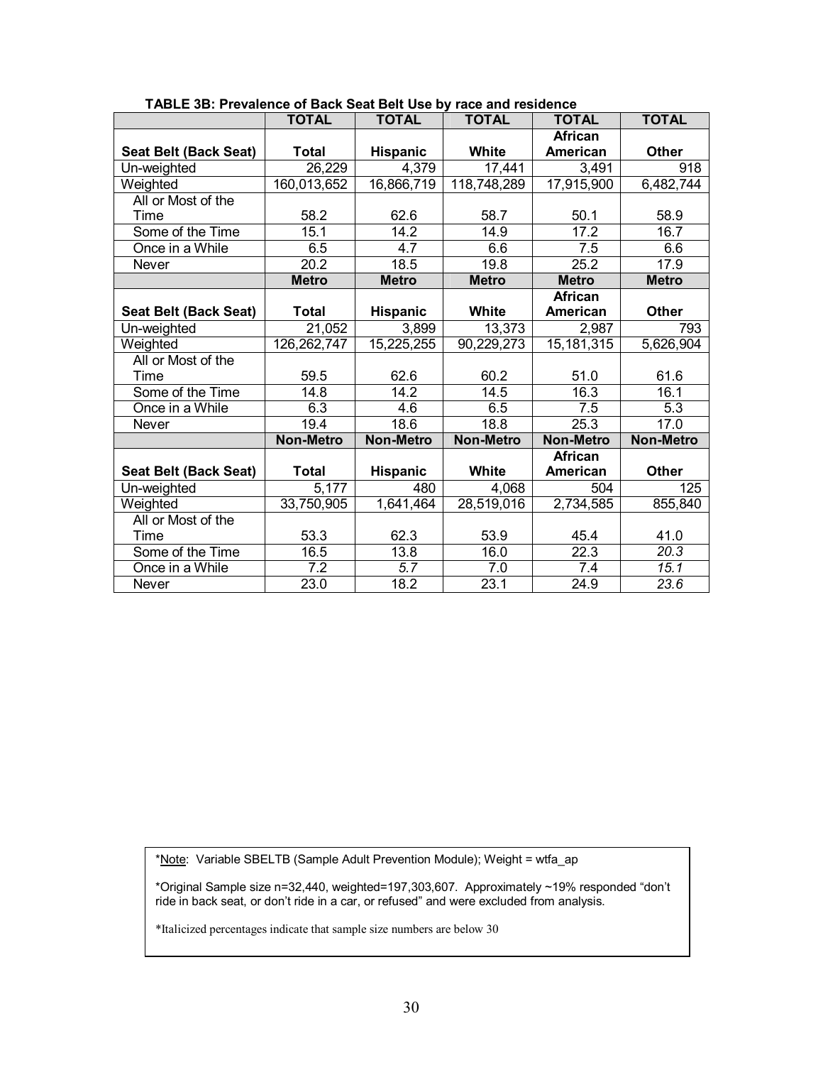**TABLE 3B: Prevalence of Back Seat Belt Use by race and residence**

| | TOTAL | TOTAL | TOTAL | TOTAL | TOTAL |
|---|---|---|---|---|---|
| **Seat Belt (Back Seat)** | **Total** | **Hispanic** | **White** | **African American** | **Other** |
| Un-weighted | 26,229 | 4,379 | 17,441 | 3,491 | 918 |
| Weighted | 160,013,652 | 16,866,719 | 118,748,289 | 17,915,900 | 6,482,744 |
| All or Most of the Time | 58.2 | 62.6 | 58.7 | 50.1 | 58.9 |
| Some of the Time | 15.1 | 14.2 | 14.9 | 17.2 | 16.7 |
| Once in a While | 6.5 | 4.7 | 6.6 | 7.5 | 6.6 |
| Never | 20.2 | 18.5 | 19.8 | 25.2 | 17.9 |
| | **Metro** | **Metro** | **Metro** | **Metro** | **Metro** |
| **Seat Belt (Back Seat)** | **Total** | **Hispanic** | **White** | **African American** | **Other** |
| Un-weighted | 21,052 | 3,899 | 13,373 | 2,987 | 793 |
| Weighted | 126,262,747 | 15,225,255 | 90,229,273 | 15,181,315 | 5,626,904 |
| All or Most of the Time | 59.5 | 62.6 | 60.2 | 51.0 | 61.6 |
| Some of the Time | 14.8 | 14.2 | 14.5 | 16.3 | 16.1 |
| Once in a While | 6.3 | 4.6 | 6.5 | 7.5 | 5.3 |
| Never | 19.4 | 18.6 | 18.8 | 25.3 | 17.0 |
| | **Non-Metro** | **Non-Metro** | **Non-Metro** | **Non-Metro** | **Non-Metro** |
| **Seat Belt (Back Seat)** | **Total** | **Hispanic** | **White** | **African American** | **Other** |
| Un-weighted | 5,177 | 480 | 4,068 | 504 | 125 |
| Weighted | 33,750,905 | 1,641,464 | 28,519,016 | 2,734,585 | 855,840 |
| All or Most of the Time | 53.3 | 62.3 | 53.9 | 45.4 | 41.0 |
| Some of the Time | 16.5 | 13.8 | 16.0 | 22.3 | *20.3* |
| Once in a While | 7.2 | *5.7* | 7.0 | 7.4 | *15.1* |
| Never | 23.0 | 18.2 | 23.1 | 24.9 | *23.6* |

*Note: Variable SBELTB (Sample Adult Prevention Module); Weight = wtfa_ap

*Original Sample size n=32,440, weighted=197,303,607. Approximately ~19% responded "don't ride in back seat, or don't ride in a car, or refused" and were excluded from analysis.

*Italicized percentages indicate that sample size numbers are below 30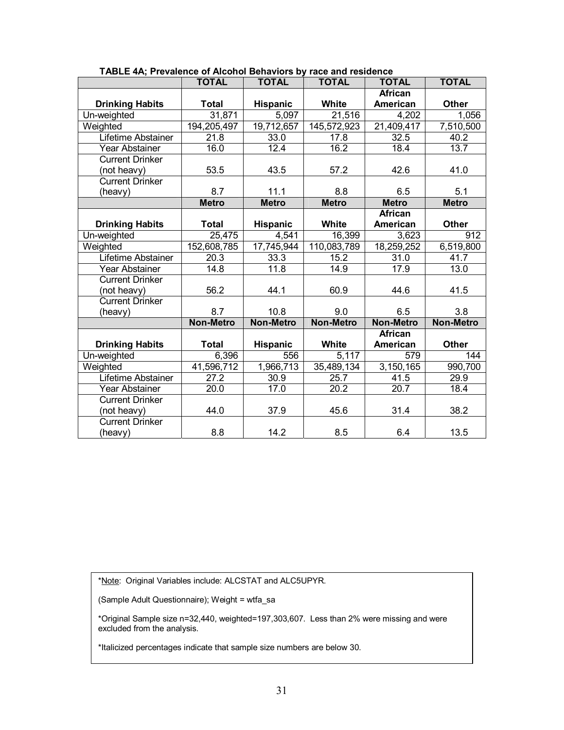**TABLE 4A; Prevalence of Alcohol Behaviors by race and residence**

| | TOTAL | TOTAL | TOTAL | TOTAL | TOTAL |
|---|---|---|---|---|---|
| **Drinking Habits** | **Total** | **Hispanic** | **White** | **African American** | **Other** |
| Un-weighted | 31,871 | 5,097 | 21,516 | 4,202 | 1,056 |
| Weighted | 194,205,497 | 19,712,657 | 145,572,923 | 21,409,417 | 7,510,500 |
| Lifetime Abstainer | 21.8 | 33.0 | 17.8 | 32.5 | 40.2 |
| Year Abstainer | 16.0 | 12.4 | 16.2 | 18.4 | 13.7 |
| Current Drinker (not heavy) | 53.5 | 43.5 | 57.2 | 42.6 | 41.0 |
| Current Drinker (heavy) | 8.7 | 11.1 | 8.8 | 6.5 | 5.1 |
| | **Metro** | **Metro** | **Metro** | **Metro** | **Metro** |
| **Drinking Habits** | **Total** | **Hispanic** | **White** | **African American** | **Other** |
| Un-weighted | 25,475 | 4,541 | 16,399 | 3,623 | 912 |
| Weighted | 152,608,785 | 17,745,944 | 110,083,789 | 18,259,252 | 6,519,800 |
| Lifetime Abstainer | 20.3 | 33.3 | 15.2 | 31.0 | 41.7 |
| Year Abstainer | 14.8 | 11.8 | 14.9 | 17.9 | 13.0 |
| Current Drinker (not heavy) | 56.2 | 44.1 | 60.9 | 44.6 | 41.5 |
| Current Drinker (heavy) | 8.7 | 10.8 | 9.0 | 6.5 | 3.8 |
| | **Non-Metro** | **Non-Metro** | **Non-Metro** | **Non-Metro** | **Non-Metro** |
| **Drinking Habits** | **Total** | **Hispanic** | **White** | **African American** | **Other** |
| Un-weighted | 6,396 | 556 | 5,117 | 579 | 144 |
| Weighted | 41,596,712 | 1,966,713 | 35,489,134 | 3,150,165 | 990,700 |
| Lifetime Abstainer | 27.2 | 30.9 | 25.7 | 41.5 | 29.9 |
| Year Abstainer | 20.0 | 17.0 | 20.2 | 20.7 | 18.4 |
| Current Drinker (not heavy) | 44.0 | 37.9 | 45.6 | 31.4 | 38.2 |
| Current Drinker (heavy) | 8.8 | 14.2 | 8.5 | 6.4 | 13.5 |

*Note: Original Variables include: ALCSTAT and ALC5UPYR.

(Sample Adult Questionnaire); Weight = wtfa_sa

*Original Sample size n=32,440, weighted=197,303,607. Less than 2% were missing and were excluded from the analysis.

*Italicized percentages indicate that sample size numbers are below 30.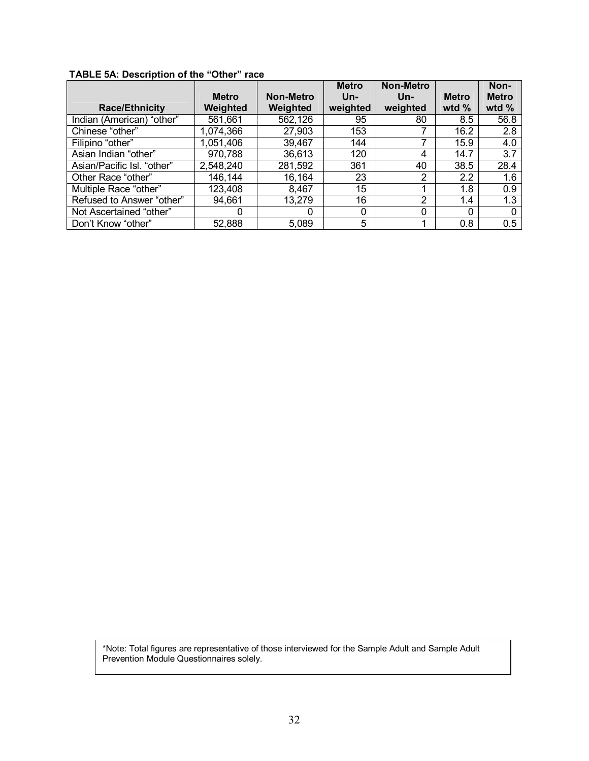**TABLE 5A: Description of the “Other” race**

| Race/Ethnicity | Metro Weighted | Non-Metro Weighted | Metro Un-weighted | Non-Metro Un-weighted | Metro wtd % | Non-Metro wtd % |
|---|---|---|---|---|---|---|
| Indian (American) “other” | 561,661 | 562,126 | 95 | 80 | 8.5 | 56.8 |
| Chinese “other” | 1,074,366 | 27,903 | 153 | 7 | 16.2 | 2.8 |
| Filipino “other” | 1,051,406 | 39,467 | 144 | 7 | 15.9 | 4.0 |
| Asian Indian “other” | 970,788 | 36,613 | 120 | 4 | 14.7 | 3.7 |
| Asian/Pacific Isl. “other” | 2,548,240 | 281,592 | 361 | 40 | 38.5 | 28.4 |
| Other Race “other” | 146,144 | 16,164 | 23 | 2 | 2.2 | 1.6 |
| Multiple Race “other” | 123,408 | 8,467 | 15 | 1 | 1.8 | 0.9 |
| Refused to Answer “other” | 94,661 | 13,279 | 16 | 2 | 1.4 | 1.3 |
| Not Ascertained “other” | 0 | 0 | 0 | 0 | 0 | 0 |
| Don’t Know “other” | 52,888 | 5,089 | 5 | 1 | 0.8 | 0.5 |

*Note: Total figures are representative of those interviewed for the Sample Adult and Sample Adult Prevention Module Questionnaires solely.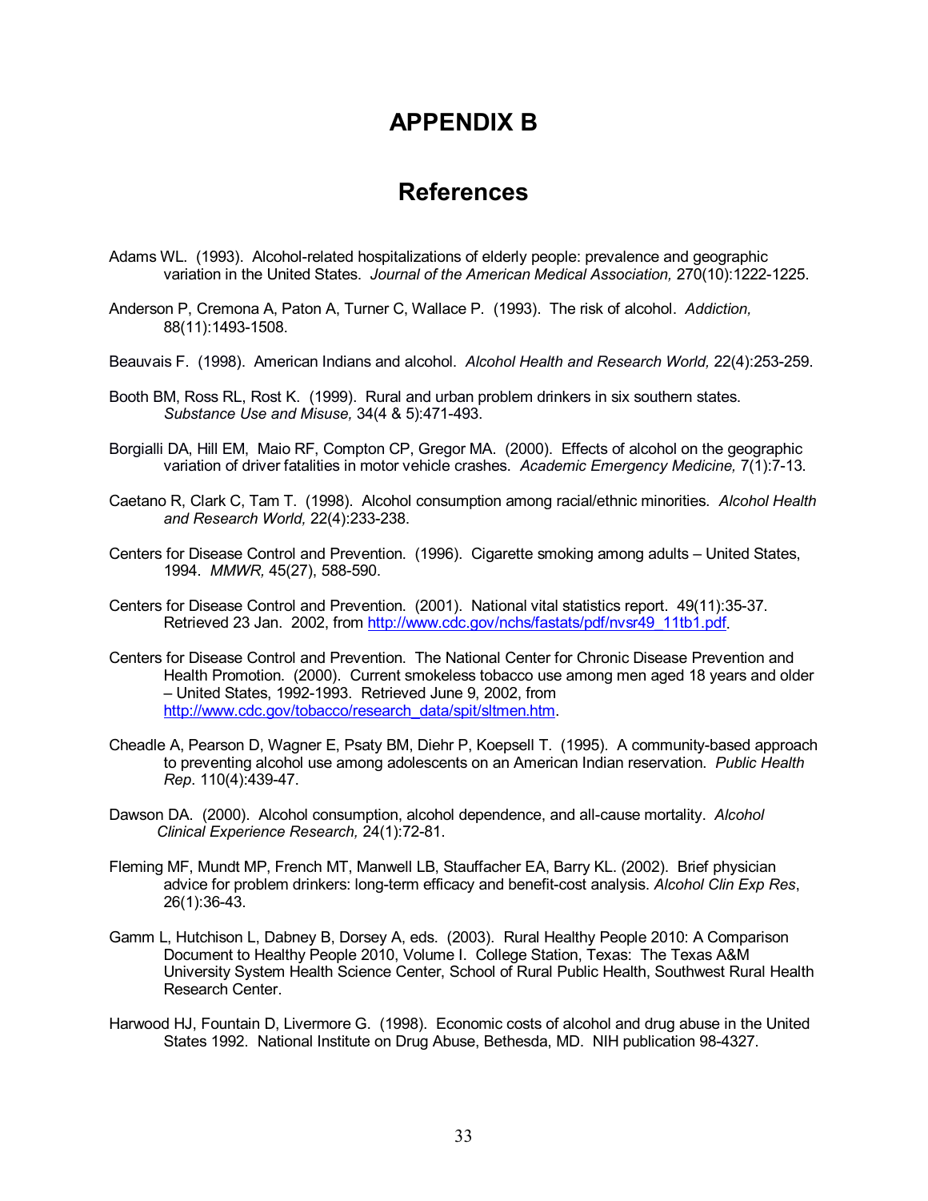# APPENDIX B

## References

Adams WL. (1993). Alcohol-related hospitalizations of elderly people: prevalence and geographic variation in the United States. *Journal of the American Medical Association,* 270(10):1222-1225.

Anderson P, Cremona A, Paton A, Turner C, Wallace P. (1993). The risk of alcohol. *Addiction,* 88(11):1493-1508.

Beauvais F. (1998). American Indians and alcohol. *Alcohol Health and Research World,* 22(4):253-259.

Booth BM, Ross RL, Rost K. (1999). Rural and urban problem drinkers in six southern states. *Substance Use and Misuse,* 34(4 & 5):471-493.

Borgialli DA, Hill EM, Maio RF, Compton CP, Gregor MA. (2000). Effects of alcohol on the geographic variation of driver fatalities in motor vehicle crashes. *Academic Emergency Medicine,* 7(1):7-13.

Caetano R, Clark C, Tam T. (1998). Alcohol consumption among racial/ethnic minorities. *Alcohol Health and Research World,* 22(4):233-238.

Centers for Disease Control and Prevention. (1996). Cigarette smoking among adults – United States, 1994. *MMWR,* 45(27), 588-590.

Centers for Disease Control and Prevention. (2001). National vital statistics report. 49(11):35-37. Retrieved 23 Jan. 2002, from http://www.cdc.gov/nchs/fastats/pdf/nvsr49_11tb1.pdf.

Centers for Disease Control and Prevention. The National Center for Chronic Disease Prevention and Health Promotion. (2000). Current smokeless tobacco use among men aged 18 years and older – United States, 1992-1993. Retrieved June 9, 2002, from http://www.cdc.gov/tobacco/research_data/spit/sltmen.htm.

Cheadle A, Pearson D, Wagner E, Psaty BM, Diehr P, Koepsell T. (1995). A community-based approach to preventing alcohol use among adolescents on an American Indian reservation. *Public Health Rep*. 110(4):439-47.

Dawson DA. (2000). Alcohol consumption, alcohol dependence, and all-cause mortality. *Alcohol Clinical Experience Research,* 24(1):72-81.

Fleming MF, Mundt MP, French MT, Manwell LB, Stauffacher EA, Barry KL. (2002). Brief physician advice for problem drinkers: long-term efficacy and benefit-cost analysis. *Alcohol Clin Exp Res*, 26(1):36-43.

Gamm L, Hutchison L, Dabney B, Dorsey A, eds. (2003). Rural Healthy People 2010: A Comparison Document to Healthy People 2010, Volume I. College Station, Texas: The Texas A&M University System Health Science Center, School of Rural Public Health, Southwest Rural Health Research Center.

Harwood HJ, Fountain D, Livermore G. (1998). Economic costs of alcohol and drug abuse in the United States 1992. National Institute on Drug Abuse, Bethesda, MD. NIH publication 98-4327.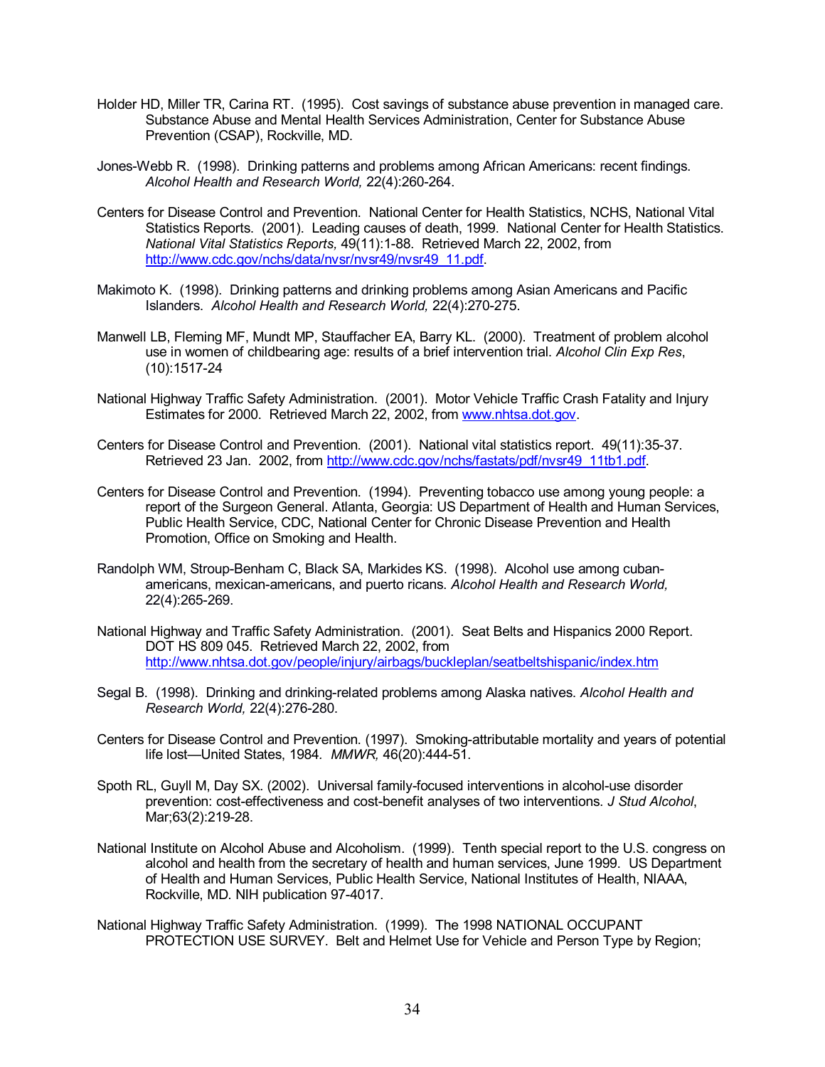Holder HD, Miller TR, Carina RT. (1995). Cost savings of substance abuse prevention in managed care. Substance Abuse and Mental Health Services Administration, Center for Substance Abuse Prevention (CSAP), Rockville, MD.

Jones-Webb R. (1998). Drinking patterns and problems among African Americans: recent findings. *Alcohol Health and Research World,* 22(4):260-264.

Centers for Disease Control and Prevention. National Center for Health Statistics, NCHS, National Vital Statistics Reports. (2001). Leading causes of death, 1999. National Center for Health Statistics. *National Vital Statistics Reports,* 49(11):1-88. Retrieved March 22, 2002, from http://www.cdc.gov/nchs/data/nvsr/nvsr49/nvsr49_11.pdf.

Makimoto K. (1998). Drinking patterns and drinking problems among Asian Americans and Pacific Islanders. *Alcohol Health and Research World,* 22(4):270-275.

Manwell LB, Fleming MF, Mundt MP, Stauffacher EA, Barry KL. (2000). Treatment of problem alcohol use in women of childbearing age: results of a brief intervention trial. *Alcohol Clin Exp Res*, (10):1517-24

National Highway Traffic Safety Administration. (2001). Motor Vehicle Traffic Crash Fatality and Injury Estimates for 2000. Retrieved March 22, 2002, from www.nhtsa.dot.gov.

Centers for Disease Control and Prevention. (2001). National vital statistics report. 49(11):35-37. Retrieved 23 Jan. 2002, from http://www.cdc.gov/nchs/fastats/pdf/nvsr49_11tb1.pdf.

Centers for Disease Control and Prevention. (1994). Preventing tobacco use among young people: a report of the Surgeon General. Atlanta, Georgia: US Department of Health and Human Services, Public Health Service, CDC, National Center for Chronic Disease Prevention and Health Promotion, Office on Smoking and Health.

Randolph WM, Stroup-Benham C, Black SA, Markides KS. (1998). Alcohol use among cuban-americans, mexican-americans, and puerto ricans. *Alcohol Health and Research World,* 22(4):265-269.

National Highway and Traffic Safety Administration. (2001). Seat Belts and Hispanics 2000 Report. DOT HS 809 045. Retrieved March 22, 2002, from http://www.nhtsa.dot.gov/people/injury/airbags/buckleplan/seatbeltshispanic/index.htm

Segal B. (1998). Drinking and drinking-related problems among Alaska natives. *Alcohol Health and Research World,* 22(4):276-280.

Centers for Disease Control and Prevention. (1997). Smoking-attributable mortality and years of potential life lost—United States, 1984. *MMWR,* 46(20):444-51.

Spoth RL, Guyll M, Day SX. (2002). Universal family-focused interventions in alcohol-use disorder prevention: cost-effectiveness and cost-benefit analyses of two interventions. *J Stud Alcohol*, Mar;63(2):219-28.

National Institute on Alcohol Abuse and Alcoholism. (1999). Tenth special report to the U.S. congress on alcohol and health from the secretary of health and human services, June 1999. US Department of Health and Human Services, Public Health Service, National Institutes of Health, NIAAA, Rockville, MD. NIH publication 97-4017.

National Highway Traffic Safety Administration. (1999). The 1998 NATIONAL OCCUPANT PROTECTION USE SURVEY. Belt and Helmet Use for Vehicle and Person Type by Region;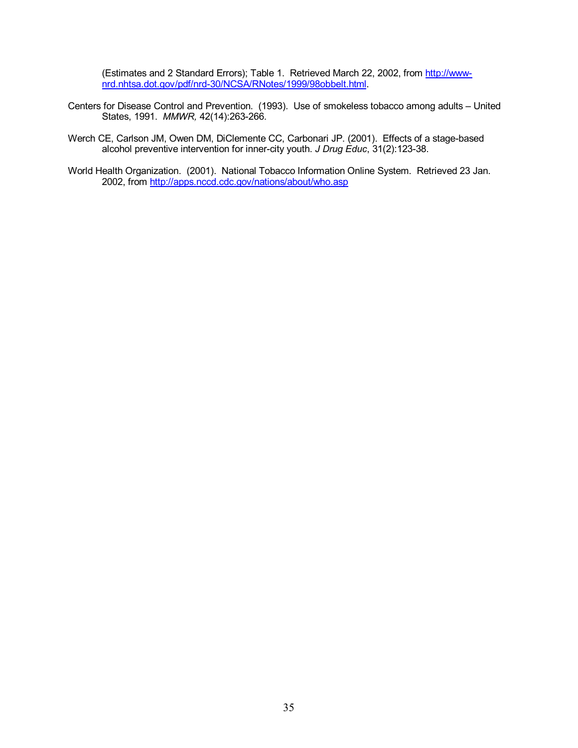(Estimates and 2 Standard Errors); Table 1. Retrieved March 22, 2002, from http://www-nrd.nhtsa.dot.gov/pdf/nrd-30/NCSA/RNotes/1999/98obbelt.html.

Centers for Disease Control and Prevention. (1993). Use of smokeless tobacco among adults – United States, 1991. *MMWR,* 42(14):263-266.

Werch CE, Carlson JM, Owen DM, DiClemente CC, Carbonari JP. (2001). Effects of a stage-based alcohol preventive intervention for inner-city youth. *J Drug Educ*, 31(2):123-38.

World Health Organization. (2001). National Tobacco Information Online System. Retrieved 23 Jan. 2002, from http://apps.nccd.cdc.gov/nations/about/who.asp